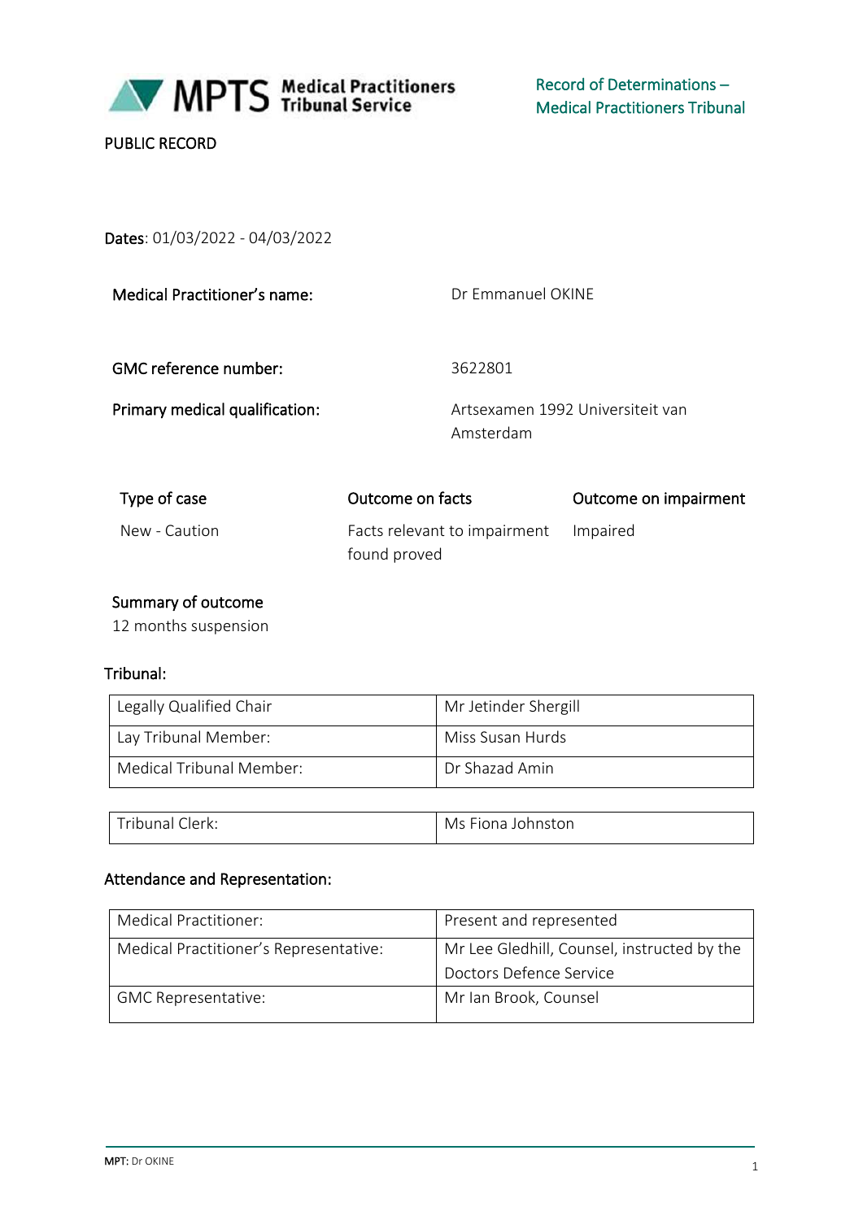Record of Determinations – Medical Practitioners Tribunal

PUBLIC RECORD

**Dates**: 01/03/2022 - 04/03/2022

| | |
|---|---|
| **Medical Practitioner's name:** | Dr Emmanuel OKINE |
| **GMC reference number:** | 3622801 |
| **Primary medical qualification:** | Artsexamen 1992 Universiteit van Amsterdam |

| Type of case | Outcome on facts | Outcome on impairment |
|---|---|---|
| New - Caution | Facts relevant to impairment found proved | Impaired |

**Summary of outcome**

12 months suspension

**Tribunal:**

| | |
|---|---|
| Legally Qualified Chair | Mr Jetinder Shergill |
| Lay Tribunal Member: | Miss Susan Hurds |
| Medical Tribunal Member: | Dr Shazad Amin |

| | |
|---|---|
| Tribunal Clerk: | Ms Fiona Johnston |

**Attendance and Representation:**

| | |
|---|---|
| Medical Practitioner: | Present and represented |
| Medical Practitioner's Representative: | Mr Lee Gledhill, Counsel, instructed by the Doctors Defence Service |
| GMC Representative: | Mr Ian Brook, Counsel |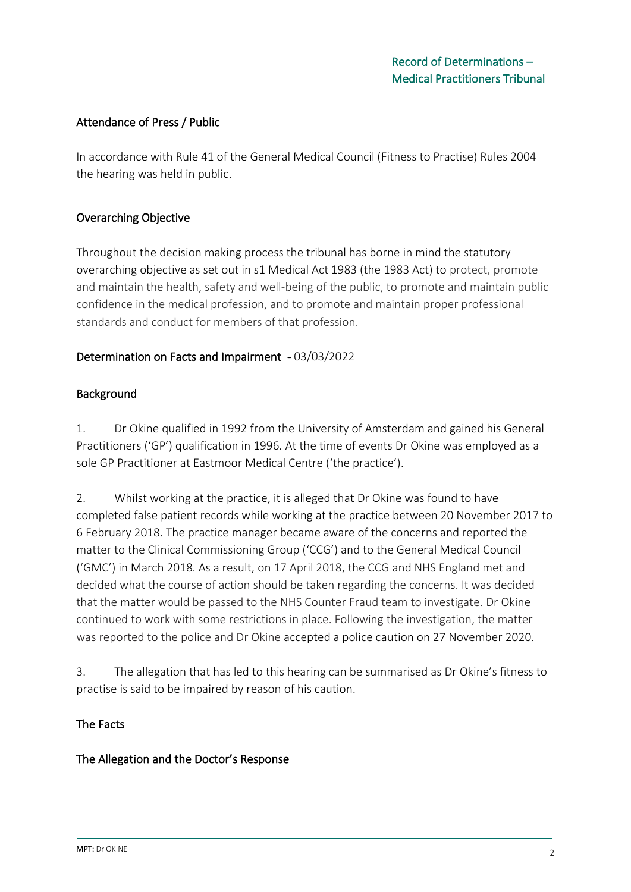## Attendance of Press / Public

In accordance with Rule 41 of the General Medical Council (Fitness to Practise) Rules 2004 the hearing was held in public.

## Overarching Objective

Throughout the decision making process the tribunal has borne in mind the statutory overarching objective as set out in s1 Medical Act 1983 (the 1983 Act) to protect, promote and maintain the health, safety and well-being of the public, to promote and maintain public confidence in the medical profession, and to promote and maintain proper professional standards and conduct for members of that profession.

## Determination on Facts and Impairment - 03/03/2022

## Background

1. Dr Okine qualified in 1992 from the University of Amsterdam and gained his General Practitioners ('GP') qualification in 1996. At the time of events Dr Okine was employed as a sole GP Practitioner at Eastmoor Medical Centre ('the practice').

2. Whilst working at the practice, it is alleged that Dr Okine was found to have completed false patient records while working at the practice between 20 November 2017 to 6 February 2018. The practice manager became aware of the concerns and reported the matter to the Clinical Commissioning Group ('CCG') and to the General Medical Council ('GMC') in March 2018. As a result, on 17 April 2018, the CCG and NHS England met and decided what the course of action should be taken regarding the concerns. It was decided that the matter would be passed to the NHS Counter Fraud team to investigate. Dr Okine continued to work with some restrictions in place. Following the investigation, the matter was reported to the police and Dr Okine accepted a police caution on 27 November 2020.

3. The allegation that has led to this hearing can be summarised as Dr Okine's fitness to practise is said to be impaired by reason of his caution.

## The Facts

## The Allegation and the Doctor's Response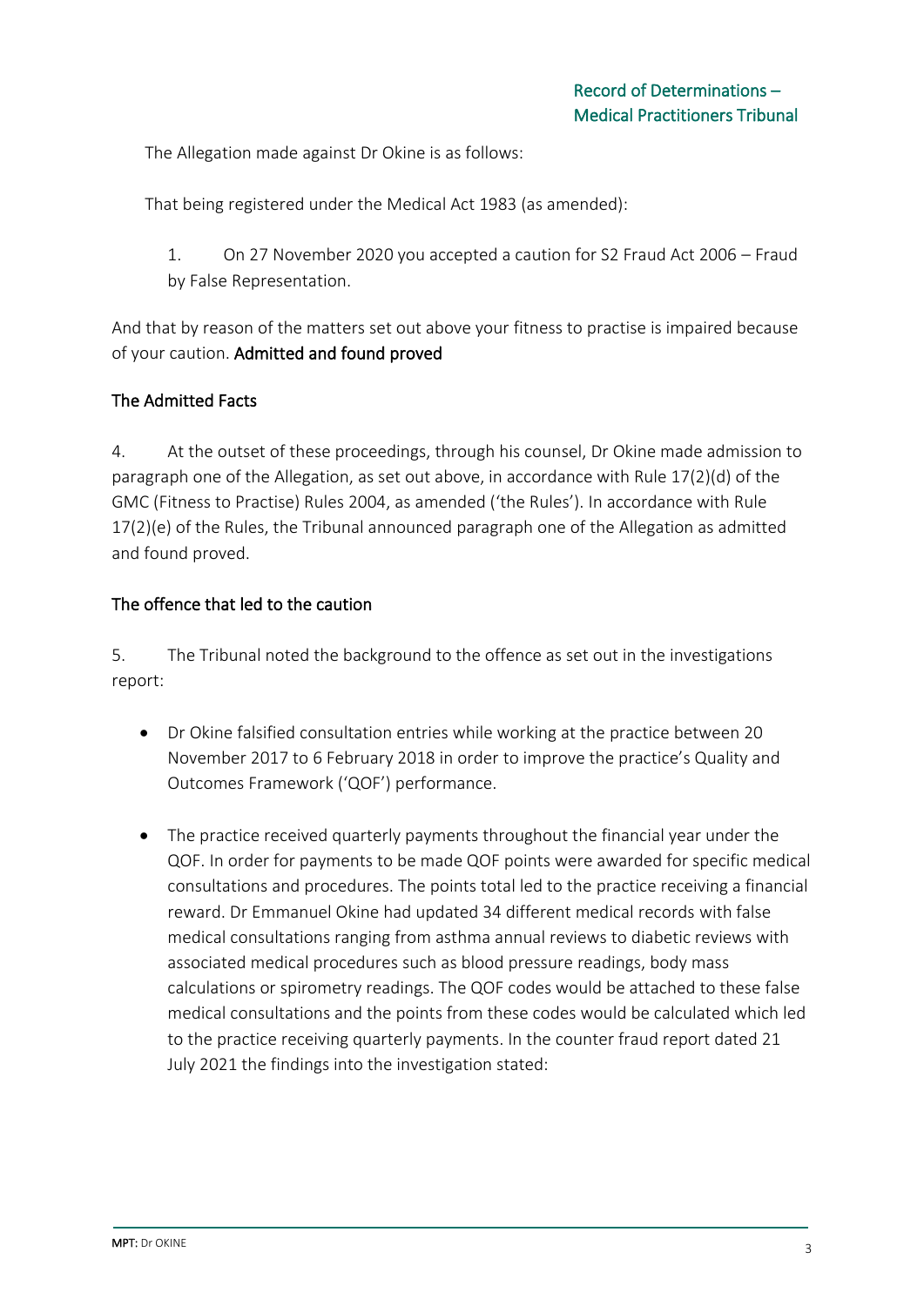The Allegation made against Dr Okine is as follows:

That being registered under the Medical Act 1983 (as amended):

1. On 27 November 2020 you accepted a caution for S2 Fraud Act 2006 – Fraud by False Representation.

And that by reason of the matters set out above your fitness to practise is impaired because of your caution. **Admitted and found proved**

## The Admitted Facts

4. At the outset of these proceedings, through his counsel, Dr Okine made admission to paragraph one of the Allegation, as set out above, in accordance with Rule 17(2)(d) of the GMC (Fitness to Practise) Rules 2004, as amended ('the Rules'). In accordance with Rule 17(2)(e) of the Rules, the Tribunal announced paragraph one of the Allegation as admitted and found proved.

## The offence that led to the caution

5. The Tribunal noted the background to the offence as set out in the investigations report:

- Dr Okine falsified consultation entries while working at the practice between 20 November 2017 to 6 February 2018 in order to improve the practice's Quality and Outcomes Framework ('QOF') performance.

- The practice received quarterly payments throughout the financial year under the QOF. In order for payments to be made QOF points were awarded for specific medical consultations and procedures. The points total led to the practice receiving a financial reward. Dr Emmanuel Okine had updated 34 different medical records with false medical consultations ranging from asthma annual reviews to diabetic reviews with associated medical procedures such as blood pressure readings, body mass calculations or spirometry readings. The QOF codes would be attached to these false medical consultations and the points from these codes would be calculated which led to the practice receiving quarterly payments. In the counter fraud report dated 21 July 2021 the findings into the investigation stated: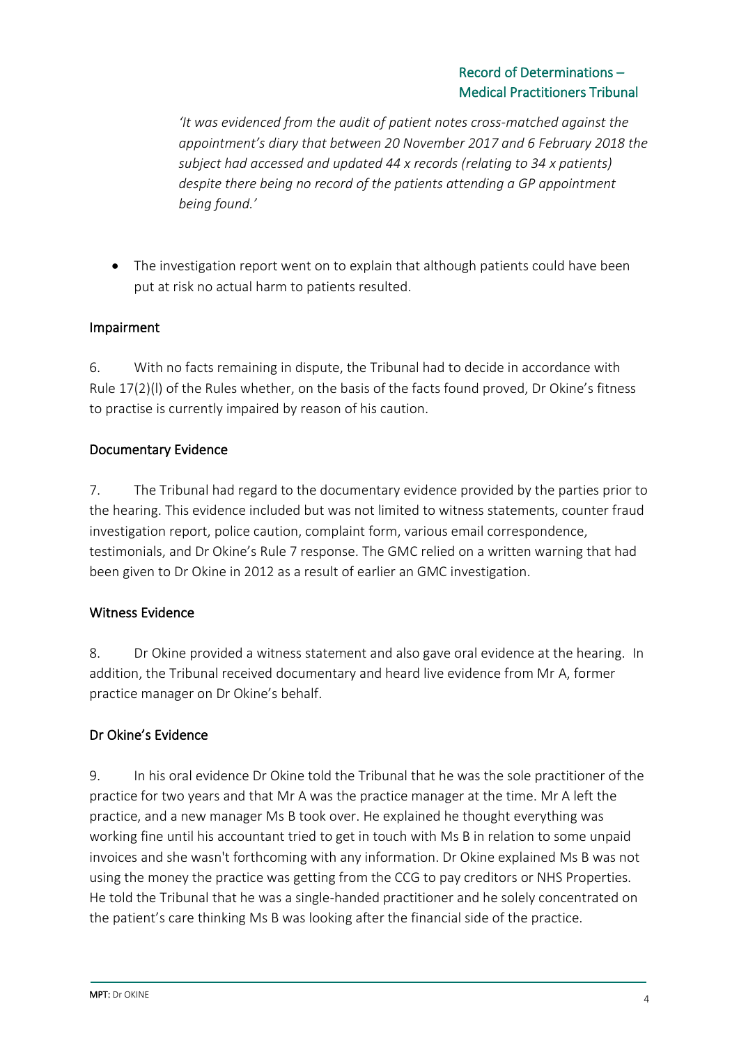> *'It was evidenced from the audit of patient notes cross-matched against the appointment's diary that between 20 November 2017 and 6 February 2018 the subject had accessed and updated 44 x records (relating to 34 x patients) despite there being no record of the patients attending a GP appointment being found.'*

- The investigation report went on to explain that although patients could have been put at risk no actual harm to patients resulted.

## Impairment

6. With no facts remaining in dispute, the Tribunal had to decide in accordance with Rule 17(2)(l) of the Rules whether, on the basis of the facts found proved, Dr Okine's fitness to practise is currently impaired by reason of his caution.

## Documentary Evidence

7. The Tribunal had regard to the documentary evidence provided by the parties prior to the hearing. This evidence included but was not limited to witness statements, counter fraud investigation report, police caution, complaint form, various email correspondence, testimonials, and Dr Okine's Rule 7 response. The GMC relied on a written warning that had been given to Dr Okine in 2012 as a result of earlier an GMC investigation.

## Witness Evidence

8. Dr Okine provided a witness statement and also gave oral evidence at the hearing. In addition, the Tribunal received documentary and heard live evidence from Mr A, former practice manager on Dr Okine's behalf.

## Dr Okine's Evidence

9. In his oral evidence Dr Okine told the Tribunal that he was the sole practitioner of the practice for two years and that Mr A was the practice manager at the time. Mr A left the practice, and a new manager Ms B took over. He explained he thought everything was working fine until his accountant tried to get in touch with Ms B in relation to some unpaid invoices and she wasn't forthcoming with any information. Dr Okine explained Ms B was not using the money the practice was getting from the CCG to pay creditors or NHS Properties. He told the Tribunal that he was a single-handed practitioner and he solely concentrated on the patient's care thinking Ms B was looking after the financial side of the practice.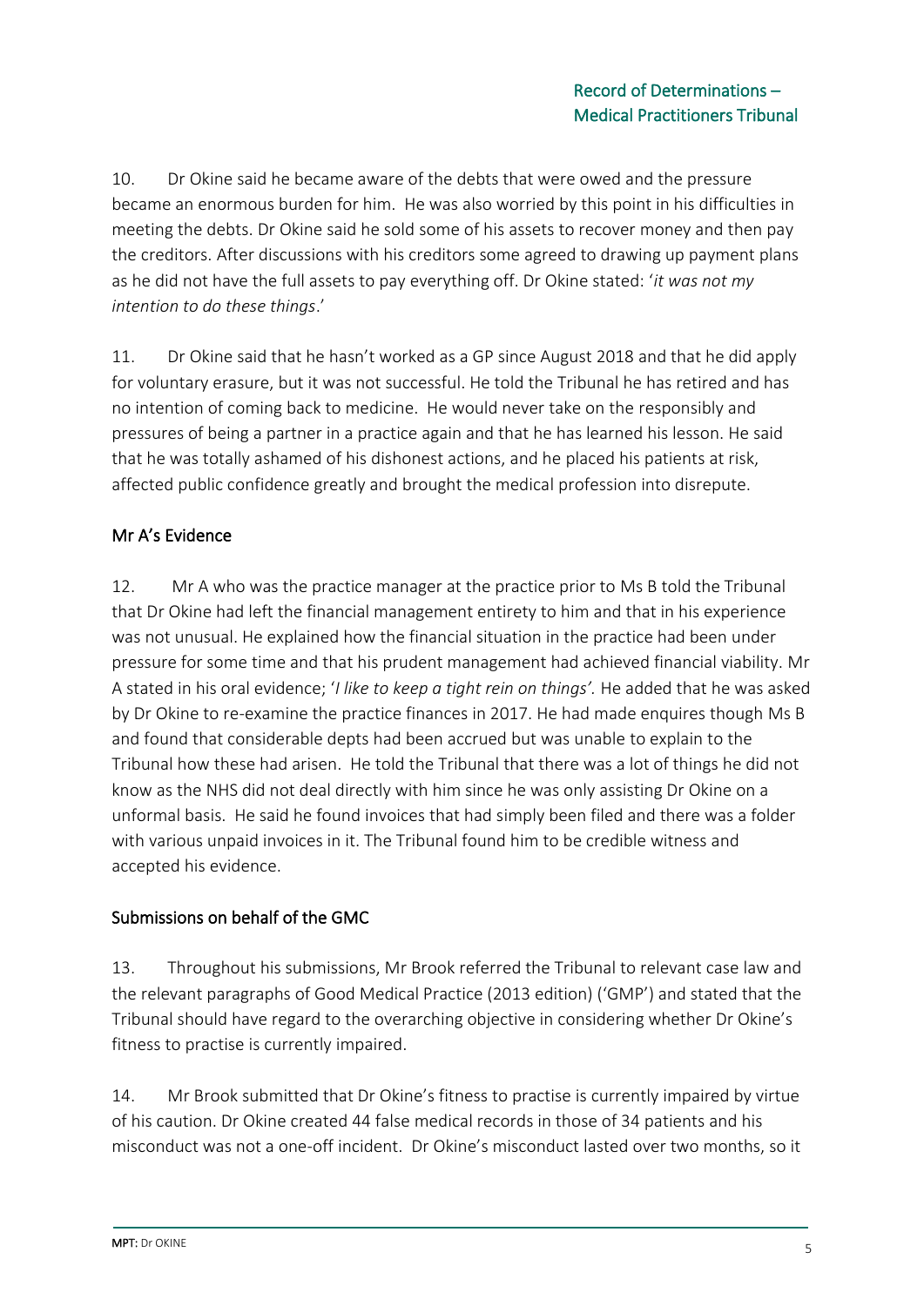10. Dr Okine said he became aware of the debts that were owed and the pressure became an enormous burden for him. He was also worried by this point in his difficulties in meeting the debts. Dr Okine said he sold some of his assets to recover money and then pay the creditors. After discussions with his creditors some agreed to drawing up payment plans as he did not have the full assets to pay everything off. Dr Okine stated: '*it was not my intention to do these things*.'

11. Dr Okine said that he hasn't worked as a GP since August 2018 and that he did apply for voluntary erasure, but it was not successful. He told the Tribunal he has retired and has no intention of coming back to medicine. He would never take on the responsibly and pressures of being a partner in a practice again and that he has learned his lesson. He said that he was totally ashamed of his dishonest actions, and he placed his patients at risk, affected public confidence greatly and brought the medical profession into disrepute.

## Mr A's Evidence

12. Mr A who was the practice manager at the practice prior to Ms B told the Tribunal that Dr Okine had left the financial management entirety to him and that in his experience was not unusual. He explained how the financial situation in the practice had been under pressure for some time and that his prudent management had achieved financial viability. Mr A stated in his oral evidence; '*I like to keep a tight rein on things'*. He added that he was asked by Dr Okine to re-examine the practice finances in 2017. He had made enquires though Ms B and found that considerable depts had been accrued but was unable to explain to the Tribunal how these had arisen. He told the Tribunal that there was a lot of things he did not know as the NHS did not deal directly with him since he was only assisting Dr Okine on a unformal basis. He said he found invoices that had simply been filed and there was a folder with various unpaid invoices in it. The Tribunal found him to be credible witness and accepted his evidence.

## Submissions on behalf of the GMC

13. Throughout his submissions, Mr Brook referred the Tribunal to relevant case law and the relevant paragraphs of Good Medical Practice (2013 edition) ('GMP') and stated that the Tribunal should have regard to the overarching objective in considering whether Dr Okine's fitness to practise is currently impaired.

14. Mr Brook submitted that Dr Okine's fitness to practise is currently impaired by virtue of his caution. Dr Okine created 44 false medical records in those of 34 patients and his misconduct was not a one-off incident. Dr Okine's misconduct lasted over two months, so it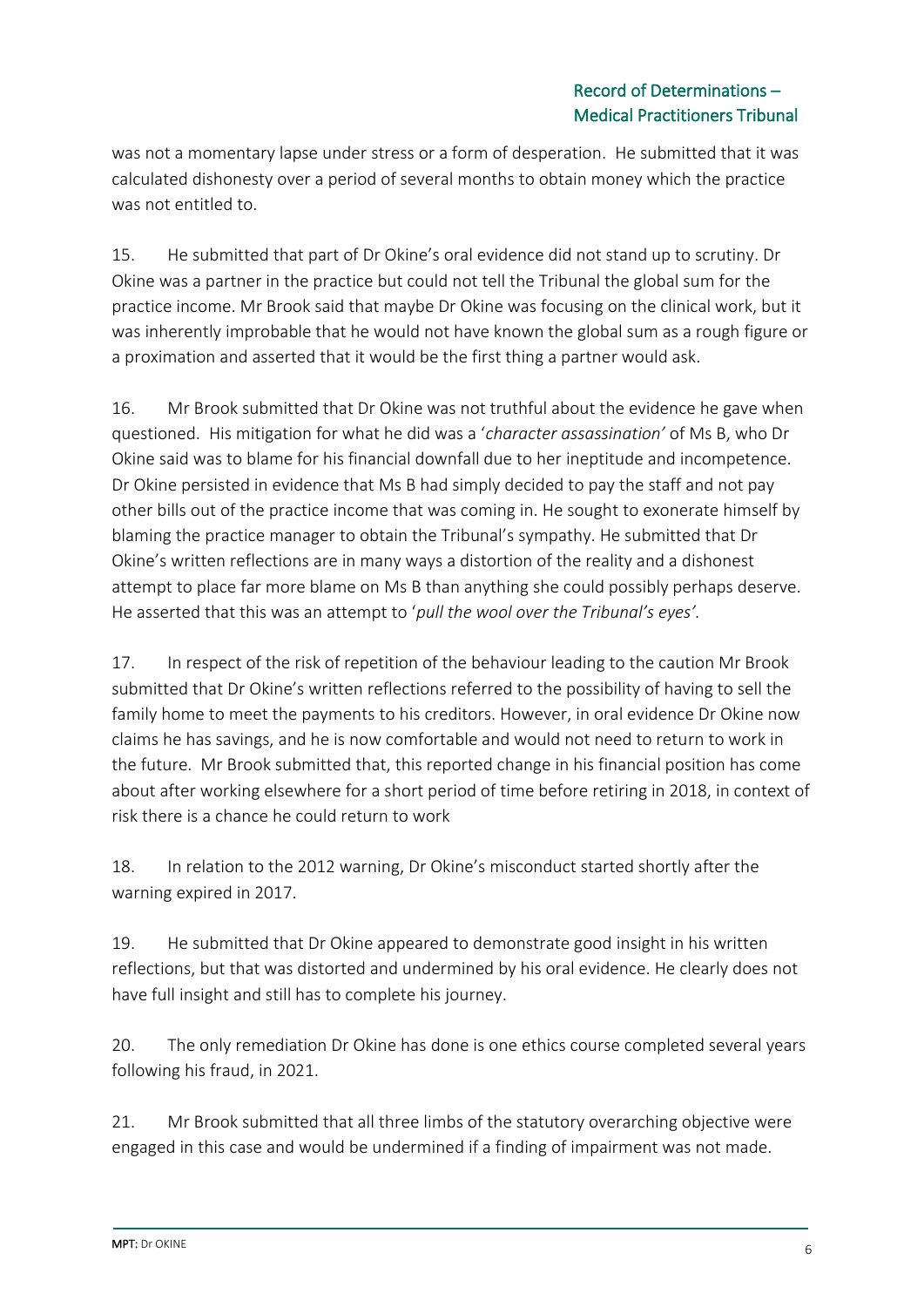was not a momentary lapse under stress or a form of desperation. He submitted that it was calculated dishonesty over a period of several months to obtain money which the practice was not entitled to.

15. He submitted that part of Dr Okine's oral evidence did not stand up to scrutiny. Dr Okine was a partner in the practice but could not tell the Tribunal the global sum for the practice income. Mr Brook said that maybe Dr Okine was focusing on the clinical work, but it was inherently improbable that he would not have known the global sum as a rough figure or a proximation and asserted that it would be the first thing a partner would ask.

16. Mr Brook submitted that Dr Okine was not truthful about the evidence he gave when questioned. His mitigation for what he did was a '*character assassination'* of Ms B, who Dr Okine said was to blame for his financial downfall due to her ineptitude and incompetence. Dr Okine persisted in evidence that Ms B had simply decided to pay the staff and not pay other bills out of the practice income that was coming in. He sought to exonerate himself by blaming the practice manager to obtain the Tribunal's sympathy. He submitted that Dr Okine's written reflections are in many ways a distortion of the reality and a dishonest attempt to place far more blame on Ms B than anything she could possibly perhaps deserve. He asserted that this was an attempt to '*pull the wool over the Tribunal's eyes'*.

17. In respect of the risk of repetition of the behaviour leading to the caution Mr Brook submitted that Dr Okine's written reflections referred to the possibility of having to sell the family home to meet the payments to his creditors. However, in oral evidence Dr Okine now claims he has savings, and he is now comfortable and would not need to return to work in the future. Mr Brook submitted that, this reported change in his financial position has come about after working elsewhere for a short period of time before retiring in 2018, in context of risk there is a chance he could return to work

18. In relation to the 2012 warning, Dr Okine's misconduct started shortly after the warning expired in 2017.

19. He submitted that Dr Okine appeared to demonstrate good insight in his written reflections, but that was distorted and undermined by his oral evidence. He clearly does not have full insight and still has to complete his journey.

20. The only remediation Dr Okine has done is one ethics course completed several years following his fraud, in 2021.

21. Mr Brook submitted that all three limbs of the statutory overarching objective were engaged in this case and would be undermined if a finding of impairment was not made.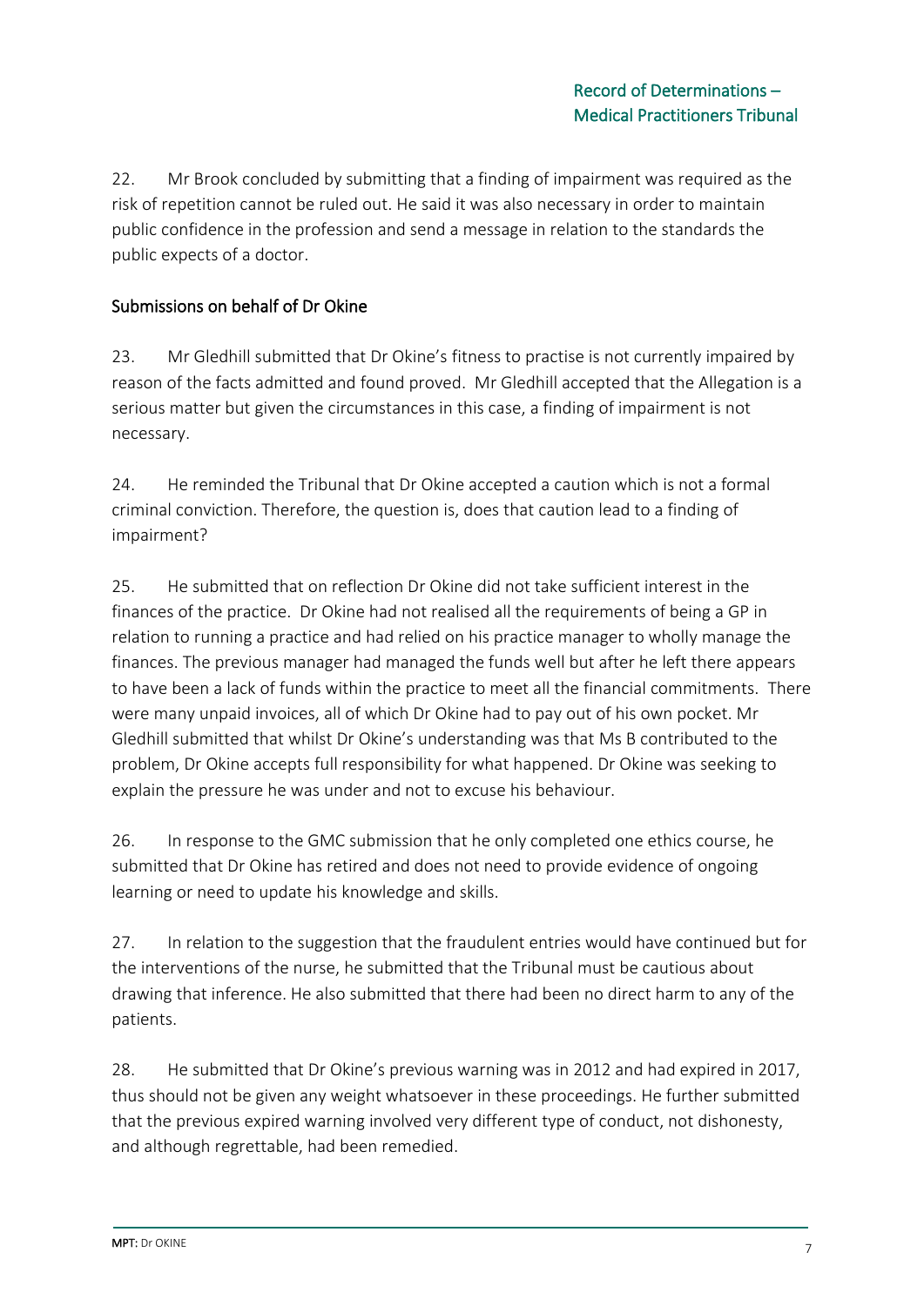22. Mr Brook concluded by submitting that a finding of impairment was required as the risk of repetition cannot be ruled out. He said it was also necessary in order to maintain public confidence in the profession and send a message in relation to the standards the public expects of a doctor.

## Submissions on behalf of Dr Okine

23. Mr Gledhill submitted that Dr Okine's fitness to practise is not currently impaired by reason of the facts admitted and found proved. Mr Gledhill accepted that the Allegation is a serious matter but given the circumstances in this case, a finding of impairment is not necessary.

24. He reminded the Tribunal that Dr Okine accepted a caution which is not a formal criminal conviction. Therefore, the question is, does that caution lead to a finding of impairment?

25. He submitted that on reflection Dr Okine did not take sufficient interest in the finances of the practice. Dr Okine had not realised all the requirements of being a GP in relation to running a practice and had relied on his practice manager to wholly manage the finances. The previous manager had managed the funds well but after he left there appears to have been a lack of funds within the practice to meet all the financial commitments. There were many unpaid invoices, all of which Dr Okine had to pay out of his own pocket. Mr Gledhill submitted that whilst Dr Okine's understanding was that Ms B contributed to the problem, Dr Okine accepts full responsibility for what happened. Dr Okine was seeking to explain the pressure he was under and not to excuse his behaviour.

26. In response to the GMC submission that he only completed one ethics course, he submitted that Dr Okine has retired and does not need to provide evidence of ongoing learning or need to update his knowledge and skills.

27. In relation to the suggestion that the fraudulent entries would have continued but for the interventions of the nurse, he submitted that the Tribunal must be cautious about drawing that inference. He also submitted that there had been no direct harm to any of the patients.

28. He submitted that Dr Okine's previous warning was in 2012 and had expired in 2017, thus should not be given any weight whatsoever in these proceedings. He further submitted that the previous expired warning involved very different type of conduct, not dishonesty, and although regrettable, had been remedied.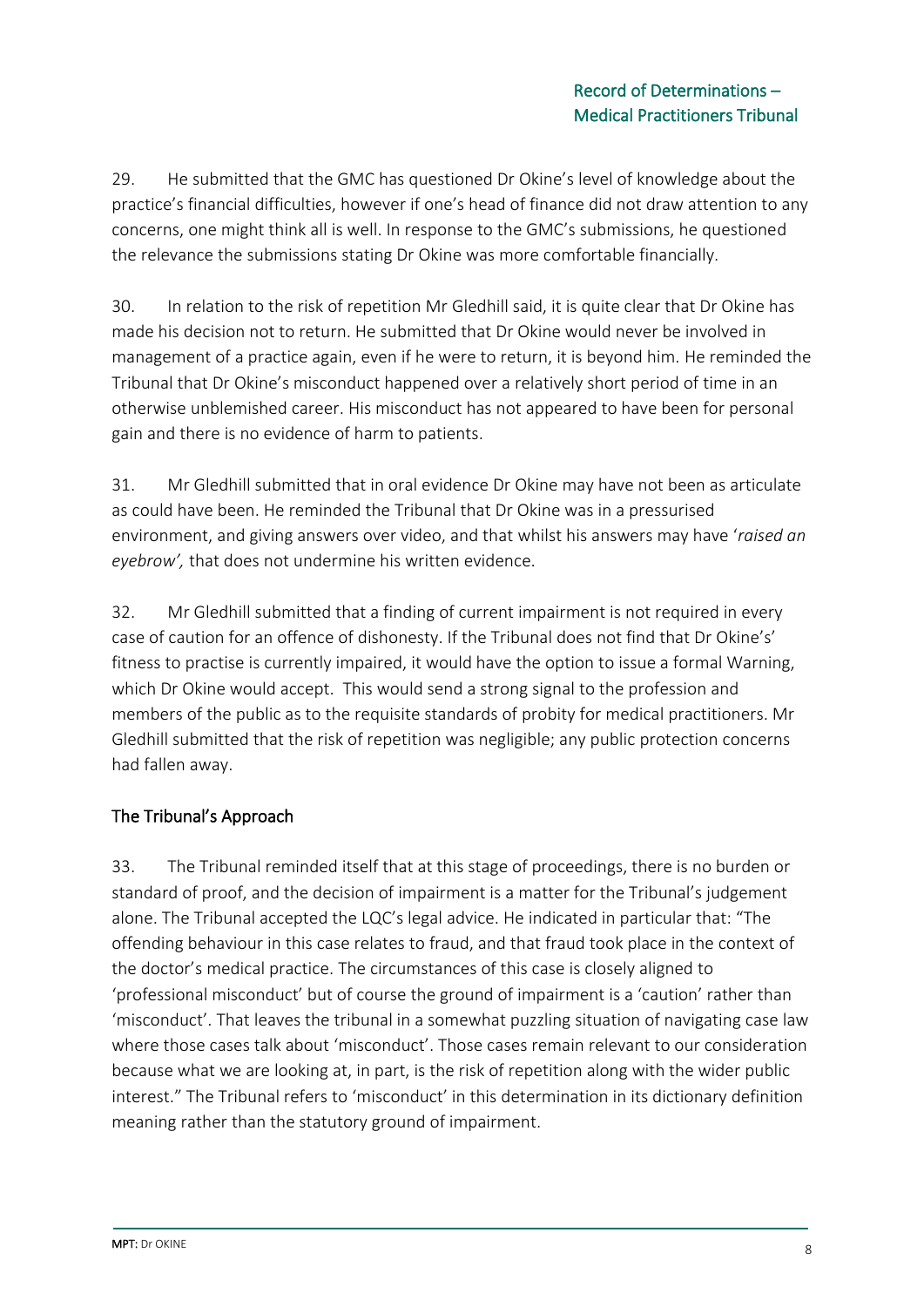29. He submitted that the GMC has questioned Dr Okine's level of knowledge about the practice's financial difficulties, however if one's head of finance did not draw attention to any concerns, one might think all is well. In response to the GMC's submissions, he questioned the relevance the submissions stating Dr Okine was more comfortable financially.

30. In relation to the risk of repetition Mr Gledhill said, it is quite clear that Dr Okine has made his decision not to return. He submitted that Dr Okine would never be involved in management of a practice again, even if he were to return, it is beyond him. He reminded the Tribunal that Dr Okine's misconduct happened over a relatively short period of time in an otherwise unblemished career. His misconduct has not appeared to have been for personal gain and there is no evidence of harm to patients.

31. Mr Gledhill submitted that in oral evidence Dr Okine may have not been as articulate as could have been. He reminded the Tribunal that Dr Okine was in a pressurised environment, and giving answers over video, and that whilst his answers may have '*raised an eyebrow',* that does not undermine his written evidence.

32. Mr Gledhill submitted that a finding of current impairment is not required in every case of caution for an offence of dishonesty. If the Tribunal does not find that Dr Okine's' fitness to practise is currently impaired, it would have the option to issue a formal Warning, which Dr Okine would accept. This would send a strong signal to the profession and members of the public as to the requisite standards of probity for medical practitioners. Mr Gledhill submitted that the risk of repetition was negligible; any public protection concerns had fallen away.

## The Tribunal's Approach

33. The Tribunal reminded itself that at this stage of proceedings, there is no burden or standard of proof, and the decision of impairment is a matter for the Tribunal's judgement alone. The Tribunal accepted the LQC's legal advice. He indicated in particular that: "The offending behaviour in this case relates to fraud, and that fraud took place in the context of the doctor's medical practice. The circumstances of this case is closely aligned to 'professional misconduct' but of course the ground of impairment is a 'caution' rather than 'misconduct'. That leaves the tribunal in a somewhat puzzling situation of navigating case law where those cases talk about 'misconduct'. Those cases remain relevant to our consideration because what we are looking at, in part, is the risk of repetition along with the wider public interest." The Tribunal refers to 'misconduct' in this determination in its dictionary definition meaning rather than the statutory ground of impairment.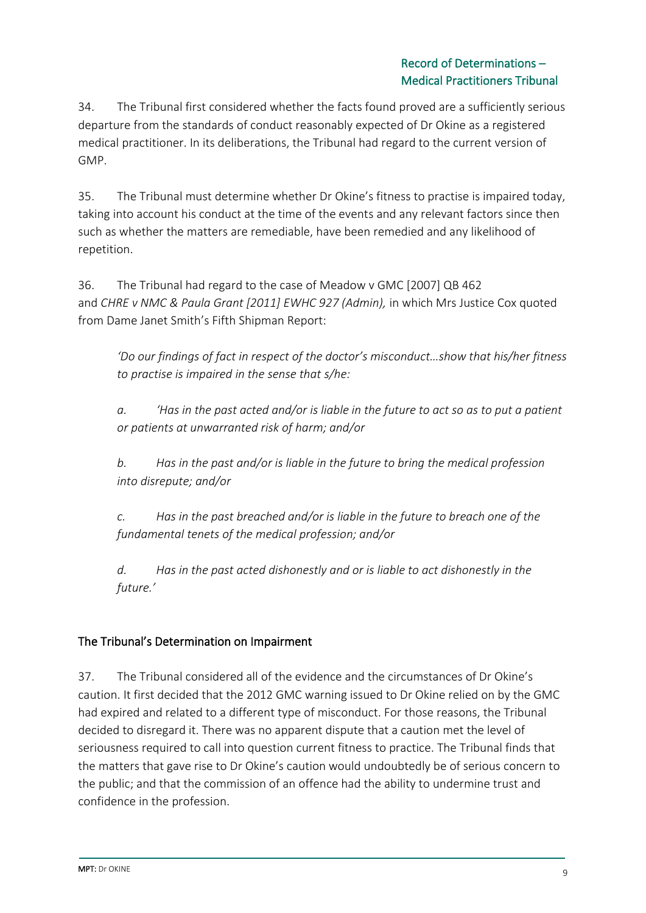34. The Tribunal first considered whether the facts found proved are a sufficiently serious departure from the standards of conduct reasonably expected of Dr Okine as a registered medical practitioner. In its deliberations, the Tribunal had regard to the current version of GMP.

35. The Tribunal must determine whether Dr Okine's fitness to practise is impaired today, taking into account his conduct at the time of the events and any relevant factors since then such as whether the matters are remediable, have been remedied and any likelihood of repetition.

36. The Tribunal had regard to the case of Meadow v GMC [2007] QB 462 and *CHRE v NMC & Paula Grant [2011] EWHC 927 (Admin),* in which Mrs Justice Cox quoted from Dame Janet Smith's Fifth Shipman Report:

> *'Do our findings of fact in respect of the doctor's misconduct…show that his/her fitness to practise is impaired in the sense that s/he:*
>
> *a. 'Has in the past acted and/or is liable in the future to act so as to put a patient or patients at unwarranted risk of harm; and/or*
>
> *b. Has in the past and/or is liable in the future to bring the medical profession into disrepute; and/or*
>
> *c. Has in the past breached and/or is liable in the future to breach one of the fundamental tenets of the medical profession; and/or*
>
> *d. Has in the past acted dishonestly and or is liable to act dishonestly in the future.'*

## The Tribunal's Determination on Impairment

37. The Tribunal considered all of the evidence and the circumstances of Dr Okine's caution. It first decided that the 2012 GMC warning issued to Dr Okine relied on by the GMC had expired and related to a different type of misconduct. For those reasons, the Tribunal decided to disregard it. There was no apparent dispute that a caution met the level of seriousness required to call into question current fitness to practice. The Tribunal finds that the matters that gave rise to Dr Okine's caution would undoubtedly be of serious concern to the public; and that the commission of an offence had the ability to undermine trust and confidence in the profession.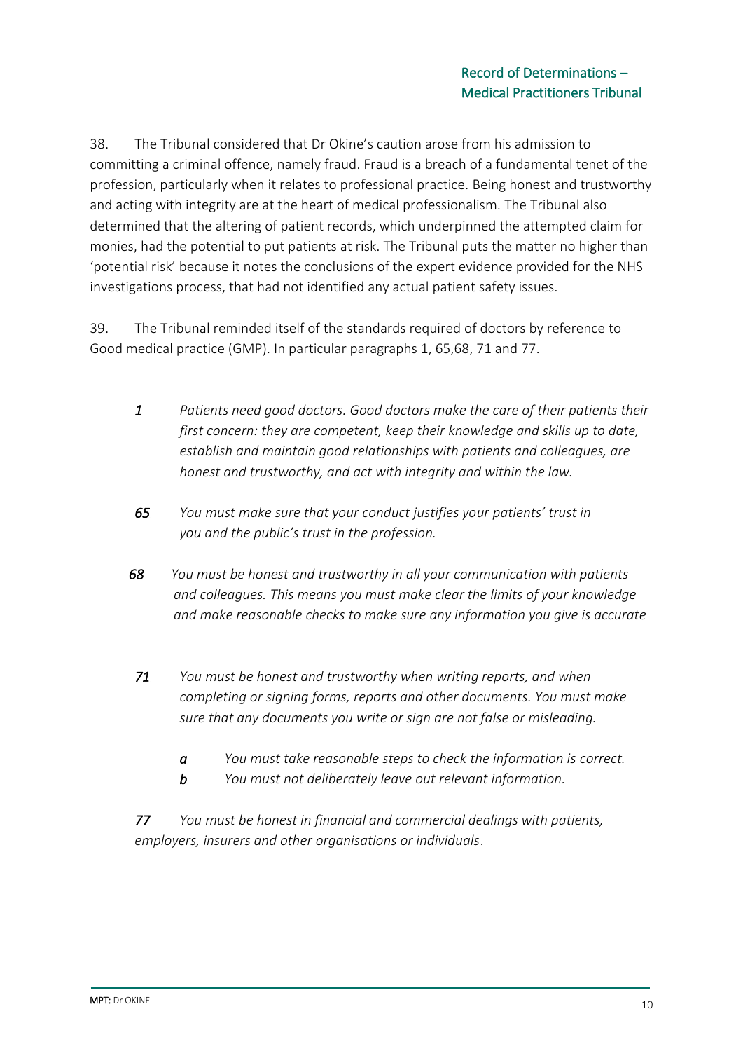38. The Tribunal considered that Dr Okine's caution arose from his admission to committing a criminal offence, namely fraud. Fraud is a breach of a fundamental tenet of the profession, particularly when it relates to professional practice. Being honest and trustworthy and acting with integrity are at the heart of medical professionalism. The Tribunal also determined that the altering of patient records, which underpinned the attempted claim for monies, had the potential to put patients at risk. The Tribunal puts the matter no higher than 'potential risk' because it notes the conclusions of the expert evidence provided for the NHS investigations process, that had not identified any actual patient safety issues.

39. The Tribunal reminded itself of the standards required of doctors by reference to Good medical practice (GMP). In particular paragraphs 1, 65,68, 71 and 77.

> *1* *Patients need good doctors. Good doctors make the care of their patients their first concern: they are competent, keep their knowledge and skills up to date, establish and maintain good relationships with patients and colleagues, are honest and trustworthy, and act with integrity and within the law.*
>
> *65* *You must make sure that your conduct justifies your patients' trust in you and the public's trust in the profession.*
>
> *68* *You must be honest and trustworthy in all your communication with patients and colleagues. This means you must make clear the limits of your knowledge and make reasonable checks to make sure any information you give is accurate*
>
> *71* *You must be honest and trustworthy when writing reports, and when completing or signing forms, reports and other documents. You must make sure that any documents you write or sign are not false or misleading.*
>
> > *a* *You must take reasonable steps to check the information is correct.*
> >
> > *b* *You must not deliberately leave out relevant information.*
>
> *77* *You must be honest in financial and commercial dealings with patients, employers, insurers and other organisations or individuals*.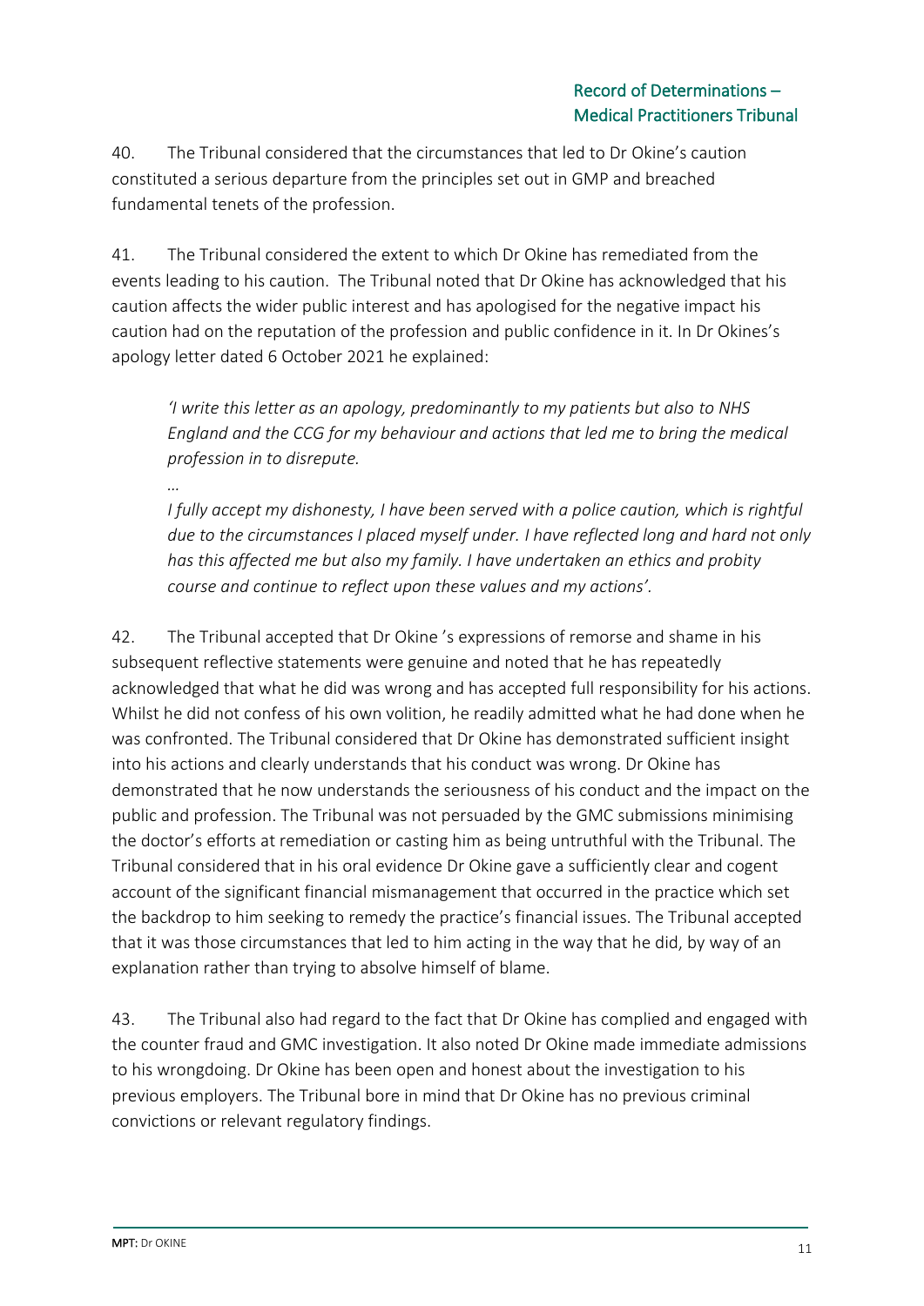40. The Tribunal considered that the circumstances that led to Dr Okine's caution constituted a serious departure from the principles set out in GMP and breached fundamental tenets of the profession.

41. The Tribunal considered the extent to which Dr Okine has remediated from the events leading to his caution. The Tribunal noted that Dr Okine has acknowledged that his caution affects the wider public interest and has apologised for the negative impact his caution had on the reputation of the profession and public confidence in it. In Dr Okines's apology letter dated 6 October 2021 he explained:

> *'I write this letter as an apology, predominantly to my patients but also to NHS England and the CCG for my behaviour and actions that led me to bring the medical profession in to disrepute.*
>
> *…*
>
> *I fully accept my dishonesty, I have been served with a police caution, which is rightful due to the circumstances I placed myself under. I have reflected long and hard not only has this affected me but also my family. I have undertaken an ethics and probity course and continue to reflect upon these values and my actions'.*

42. The Tribunal accepted that Dr Okine 's expressions of remorse and shame in his subsequent reflective statements were genuine and noted that he has repeatedly acknowledged that what he did was wrong and has accepted full responsibility for his actions. Whilst he did not confess of his own volition, he readily admitted what he had done when he was confronted. The Tribunal considered that Dr Okine has demonstrated sufficient insight into his actions and clearly understands that his conduct was wrong. Dr Okine has demonstrated that he now understands the seriousness of his conduct and the impact on the public and profession. The Tribunal was not persuaded by the GMC submissions minimising the doctor's efforts at remediation or casting him as being untruthful with the Tribunal. The Tribunal considered that in his oral evidence Dr Okine gave a sufficiently clear and cogent account of the significant financial mismanagement that occurred in the practice which set the backdrop to him seeking to remedy the practice's financial issues. The Tribunal accepted that it was those circumstances that led to him acting in the way that he did, by way of an explanation rather than trying to absolve himself of blame.

43. The Tribunal also had regard to the fact that Dr Okine has complied and engaged with the counter fraud and GMC investigation. It also noted Dr Okine made immediate admissions to his wrongdoing. Dr Okine has been open and honest about the investigation to his previous employers. The Tribunal bore in mind that Dr Okine has no previous criminal convictions or relevant regulatory findings.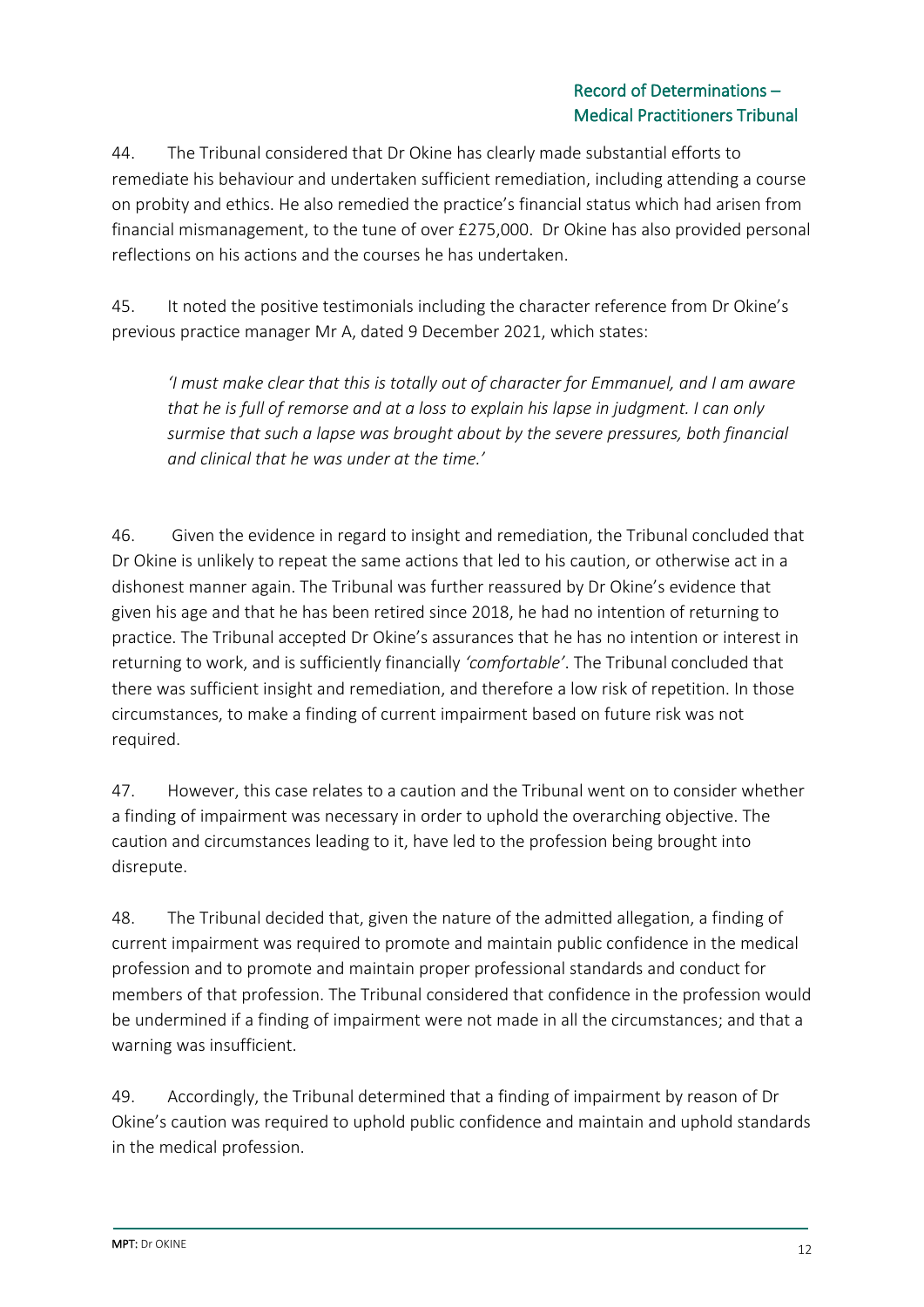44. The Tribunal considered that Dr Okine has clearly made substantial efforts to remediate his behaviour and undertaken sufficient remediation, including attending a course on probity and ethics. He also remedied the practice's financial status which had arisen from financial mismanagement, to the tune of over £275,000. Dr Okine has also provided personal reflections on his actions and the courses he has undertaken.

45. It noted the positive testimonials including the character reference from Dr Okine's previous practice manager Mr A, dated 9 December 2021, which states:

> *'I must make clear that this is totally out of character for Emmanuel, and I am aware that he is full of remorse and at a loss to explain his lapse in judgment. I can only surmise that such a lapse was brought about by the severe pressures, both financial and clinical that he was under at the time.'*

46. Given the evidence in regard to insight and remediation, the Tribunal concluded that Dr Okine is unlikely to repeat the same actions that led to his caution, or otherwise act in a dishonest manner again. The Tribunal was further reassured by Dr Okine's evidence that given his age and that he has been retired since 2018, he had no intention of returning to practice. The Tribunal accepted Dr Okine's assurances that he has no intention or interest in returning to work, and is sufficiently financially *'comfortable'*. The Tribunal concluded that there was sufficient insight and remediation, and therefore a low risk of repetition. In those circumstances, to make a finding of current impairment based on future risk was not required.

47. However, this case relates to a caution and the Tribunal went on to consider whether a finding of impairment was necessary in order to uphold the overarching objective. The caution and circumstances leading to it, have led to the profession being brought into disrepute.

48. The Tribunal decided that, given the nature of the admitted allegation, a finding of current impairment was required to promote and maintain public confidence in the medical profession and to promote and maintain proper professional standards and conduct for members of that profession. The Tribunal considered that confidence in the profession would be undermined if a finding of impairment were not made in all the circumstances; and that a warning was insufficient.

49. Accordingly, the Tribunal determined that a finding of impairment by reason of Dr Okine's caution was required to uphold public confidence and maintain and uphold standards in the medical profession.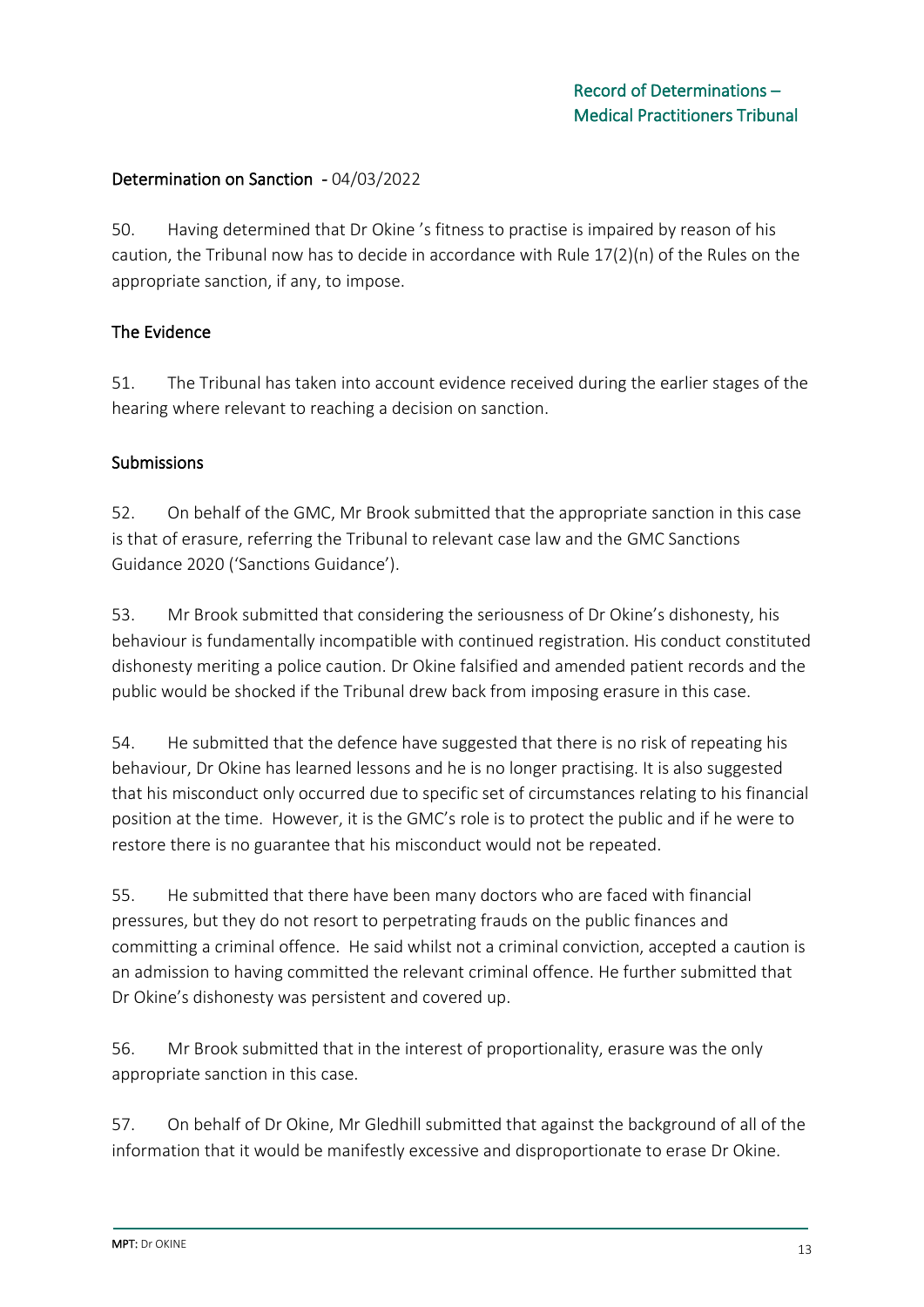## Determination on Sanction - 04/03/2022

50. Having determined that Dr Okine 's fitness to practise is impaired by reason of his caution, the Tribunal now has to decide in accordance with Rule 17(2)(n) of the Rules on the appropriate sanction, if any, to impose.

### The Evidence

51. The Tribunal has taken into account evidence received during the earlier stages of the hearing where relevant to reaching a decision on sanction.

### Submissions

52. On behalf of the GMC, Mr Brook submitted that the appropriate sanction in this case is that of erasure, referring the Tribunal to relevant case law and the GMC Sanctions Guidance 2020 ('Sanctions Guidance').

53. Mr Brook submitted that considering the seriousness of Dr Okine's dishonesty, his behaviour is fundamentally incompatible with continued registration. His conduct constituted dishonesty meriting a police caution. Dr Okine falsified and amended patient records and the public would be shocked if the Tribunal drew back from imposing erasure in this case.

54. He submitted that the defence have suggested that there is no risk of repeating his behaviour, Dr Okine has learned lessons and he is no longer practising. It is also suggested that his misconduct only occurred due to specific set of circumstances relating to his financial position at the time. However, it is the GMC's role is to protect the public and if he were to restore there is no guarantee that his misconduct would not be repeated.

55. He submitted that there have been many doctors who are faced with financial pressures, but they do not resort to perpetrating frauds on the public finances and committing a criminal offence. He said whilst not a criminal conviction, accepted a caution is an admission to having committed the relevant criminal offence. He further submitted that Dr Okine's dishonesty was persistent and covered up.

56. Mr Brook submitted that in the interest of proportionality, erasure was the only appropriate sanction in this case.

57. On behalf of Dr Okine, Mr Gledhill submitted that against the background of all of the information that it would be manifestly excessive and disproportionate to erase Dr Okine.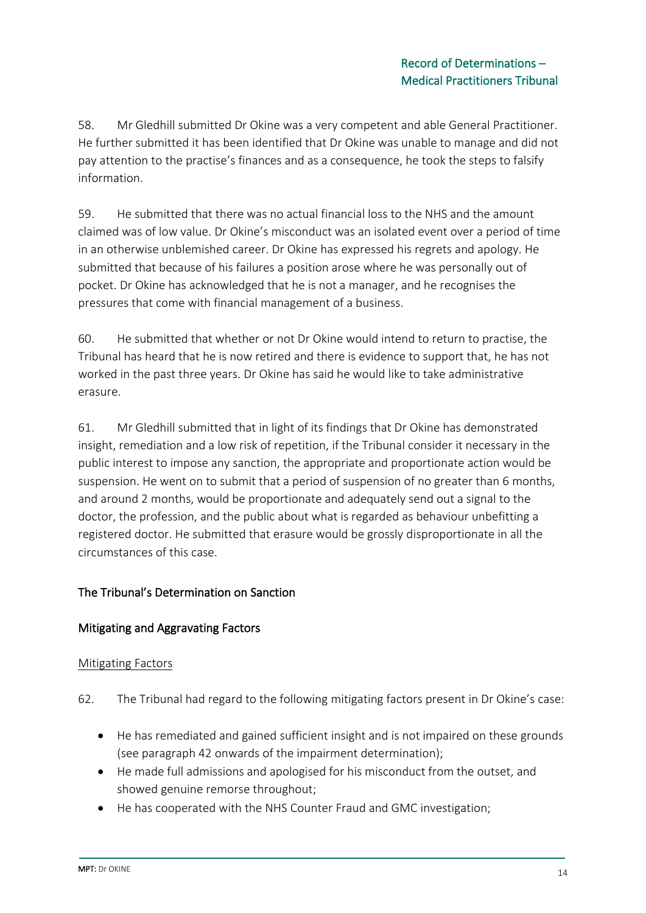58. Mr Gledhill submitted Dr Okine was a very competent and able General Practitioner. He further submitted it has been identified that Dr Okine was unable to manage and did not pay attention to the practise's finances and as a consequence, he took the steps to falsify information.

59. He submitted that there was no actual financial loss to the NHS and the amount claimed was of low value. Dr Okine's misconduct was an isolated event over a period of time in an otherwise unblemished career. Dr Okine has expressed his regrets and apology. He submitted that because of his failures a position arose where he was personally out of pocket. Dr Okine has acknowledged that he is not a manager, and he recognises the pressures that come with financial management of a business.

60. He submitted that whether or not Dr Okine would intend to return to practise, the Tribunal has heard that he is now retired and there is evidence to support that, he has not worked in the past three years. Dr Okine has said he would like to take administrative erasure.

61. Mr Gledhill submitted that in light of its findings that Dr Okine has demonstrated insight, remediation and a low risk of repetition, if the Tribunal consider it necessary in the public interest to impose any sanction, the appropriate and proportionate action would be suspension. He went on to submit that a period of suspension of no greater than 6 months, and around 2 months, would be proportionate and adequately send out a signal to the doctor, the profession, and the public about what is regarded as behaviour unbefitting a registered doctor. He submitted that erasure would be grossly disproportionate in all the circumstances of this case.

## The Tribunal's Determination on Sanction

### Mitigating and Aggravating Factors

#### Mitigating Factors

62. The Tribunal had regard to the following mitigating factors present in Dr Okine's case:

- He has remediated and gained sufficient insight and is not impaired on these grounds (see paragraph 42 onwards of the impairment determination);
- He made full admissions and apologised for his misconduct from the outset, and showed genuine remorse throughout;
- He has cooperated with the NHS Counter Fraud and GMC investigation;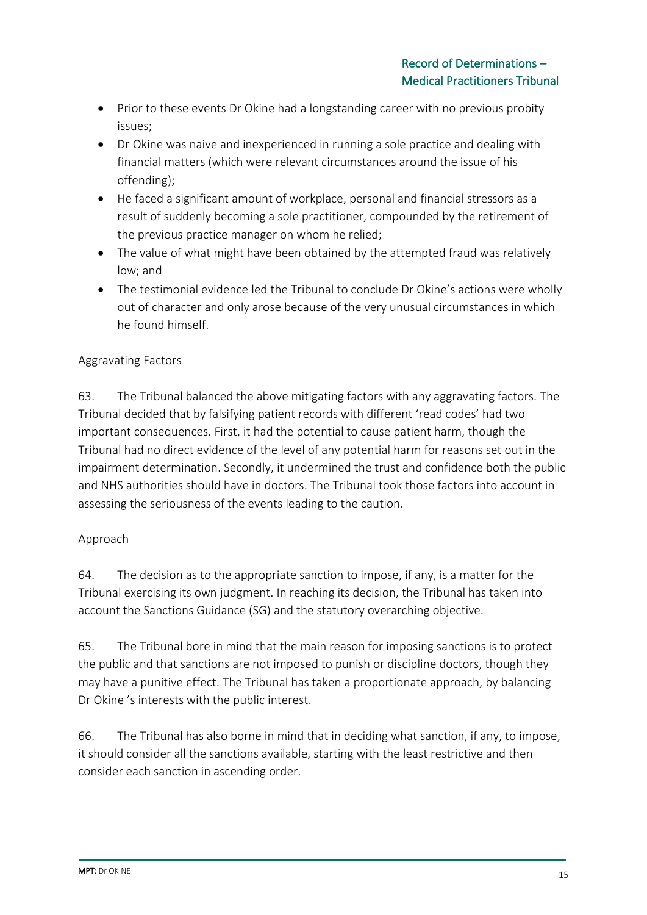- Prior to these events Dr Okine had a longstanding career with no previous probity issues;
- Dr Okine was naive and inexperienced in running a sole practice and dealing with financial matters (which were relevant circumstances around the issue of his offending);
- He faced a significant amount of workplace, personal and financial stressors as a result of suddenly becoming a sole practitioner, compounded by the retirement of the previous practice manager on whom he relied;
- The value of what might have been obtained by the attempted fraud was relatively low; and
- The testimonial evidence led the Tribunal to conclude Dr Okine's actions were wholly out of character and only arose because of the very unusual circumstances in which he found himself.

<u>Aggravating Factors</u>

63. The Tribunal balanced the above mitigating factors with any aggravating factors. The Tribunal decided that by falsifying patient records with different 'read codes' had two important consequences. First, it had the potential to cause patient harm, though the Tribunal had no direct evidence of the level of any potential harm for reasons set out in the impairment determination. Secondly, it undermined the trust and confidence both the public and NHS authorities should have in doctors. The Tribunal took those factors into account in assessing the seriousness of the events leading to the caution.

<u>Approach</u>

64. The decision as to the appropriate sanction to impose, if any, is a matter for the Tribunal exercising its own judgment. In reaching its decision, the Tribunal has taken into account the Sanctions Guidance (SG) and the statutory overarching objective.

65. The Tribunal bore in mind that the main reason for imposing sanctions is to protect the public and that sanctions are not imposed to punish or discipline doctors, though they may have a punitive effect. The Tribunal has taken a proportionate approach, by balancing Dr Okine 's interests with the public interest.

66. The Tribunal has also borne in mind that in deciding what sanction, if any, to impose, it should consider all the sanctions available, starting with the least restrictive and then consider each sanction in ascending order.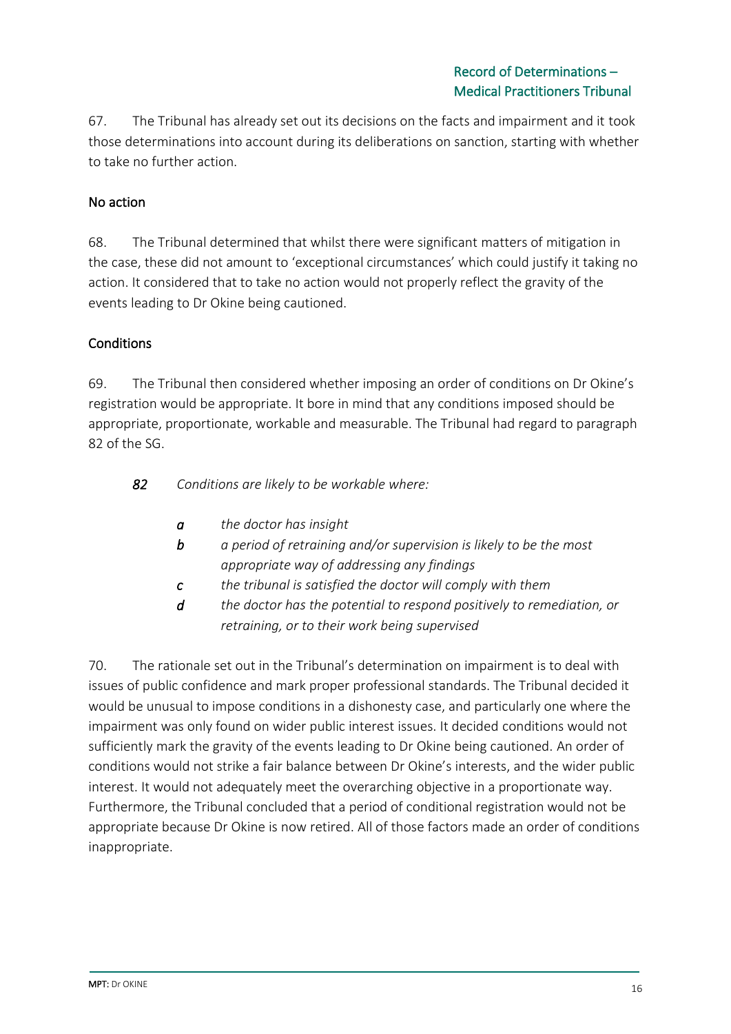67. The Tribunal has already set out its decisions on the facts and impairment and it took those determinations into account during its deliberations on sanction, starting with whether to take no further action.

### No action

68. The Tribunal determined that whilst there were significant matters of mitigation in the case, these did not amount to 'exceptional circumstances' which could justify it taking no action. It considered that to take no action would not properly reflect the gravity of the events leading to Dr Okine being cautioned.

### Conditions

69. The Tribunal then considered whether imposing an order of conditions on Dr Okine's registration would be appropriate. It bore in mind that any conditions imposed should be appropriate, proportionate, workable and measurable. The Tribunal had regard to paragraph 82 of the SG.

> ***82*** *Conditions are likely to be workable where:*
>
> ***a*** *the doctor has insight*
>
> ***b*** *a period of retraining and/or supervision is likely to be the most appropriate way of addressing any findings*
>
> ***c*** *the tribunal is satisfied the doctor will comply with them*
>
> ***d*** *the doctor has the potential to respond positively to remediation, or retraining, or to their work being supervised*

70. The rationale set out in the Tribunal's determination on impairment is to deal with issues of public confidence and mark proper professional standards. The Tribunal decided it would be unusual to impose conditions in a dishonesty case, and particularly one where the impairment was only found on wider public interest issues. It decided conditions would not sufficiently mark the gravity of the events leading to Dr Okine being cautioned. An order of conditions would not strike a fair balance between Dr Okine's interests, and the wider public interest. It would not adequately meet the overarching objective in a proportionate way. Furthermore, the Tribunal concluded that a period of conditional registration would not be appropriate because Dr Okine is now retired. All of those factors made an order of conditions inappropriate.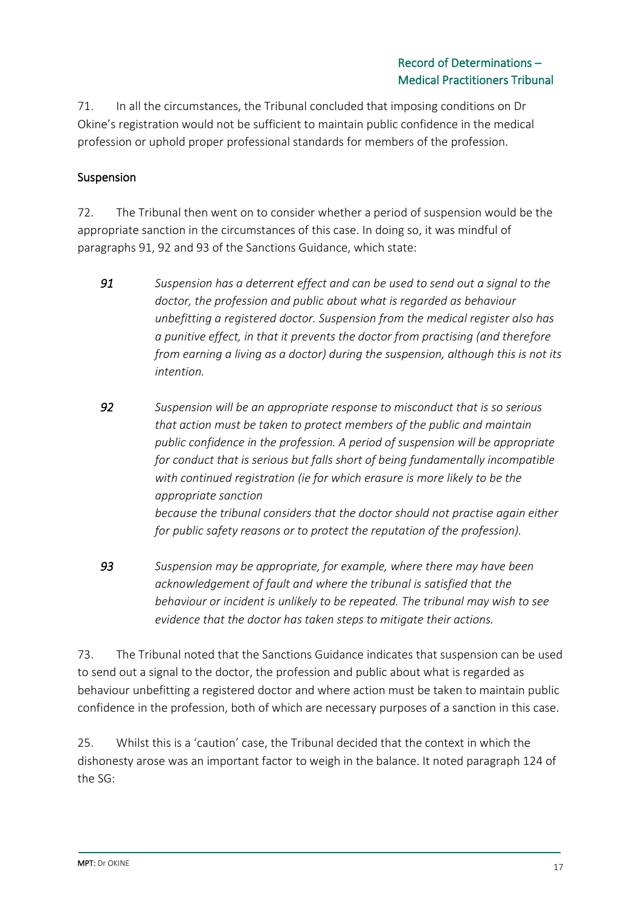71. In all the circumstances, the Tribunal concluded that imposing conditions on Dr Okine's registration would not be sufficient to maintain public confidence in the medical profession or uphold proper professional standards for members of the profession.

### Suspension

72. The Tribunal then went on to consider whether a period of suspension would be the appropriate sanction in the circumstances of this case. In doing so, it was mindful of paragraphs 91, 92 and 93 of the Sanctions Guidance, which state:

> ***91*** *Suspension has a deterrent effect and can be used to send out a signal to the doctor, the profession and public about what is regarded as behaviour unbefitting a registered doctor. Suspension from the medical register also has a punitive effect, in that it prevents the doctor from practising (and therefore from earning a living as a doctor) during the suspension, although this is not its intention.*
>
> ***92*** *Suspension will be an appropriate response to misconduct that is so serious that action must be taken to protect members of the public and maintain public confidence in the profession. A period of suspension will be appropriate for conduct that is serious but falls short of being fundamentally incompatible with continued registration (ie for which erasure is more likely to be the appropriate sanction because the tribunal considers that the doctor should not practise again either for public safety reasons or to protect the reputation of the profession).*
>
> ***93*** *Suspension may be appropriate, for example, where there may have been acknowledgement of fault and where the tribunal is satisfied that the behaviour or incident is unlikely to be repeated. The tribunal may wish to see evidence that the doctor has taken steps to mitigate their actions.*

73. The Tribunal noted that the Sanctions Guidance indicates that suspension can be used to send out a signal to the doctor, the profession and public about what is regarded as behaviour unbefitting a registered doctor and where action must be taken to maintain public confidence in the profession, both of which are necessary purposes of a sanction in this case.

25. Whilst this is a 'caution' case, the Tribunal decided that the context in which the dishonesty arose was an important factor to weigh in the balance. It noted paragraph 124 of the SG: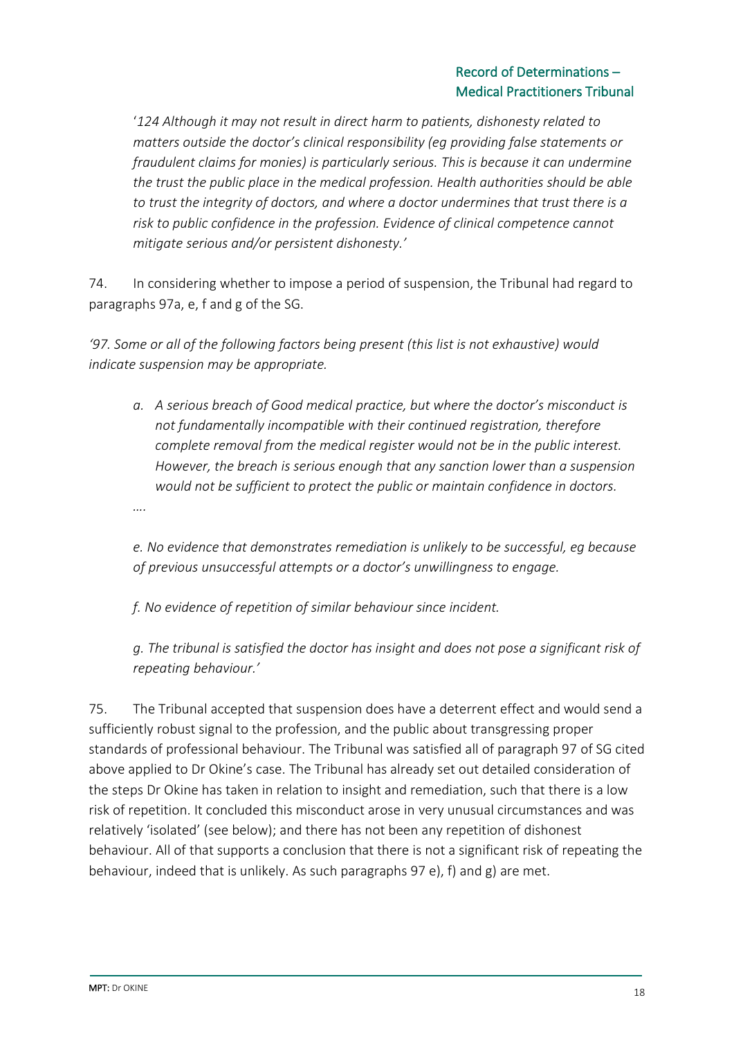'*124 Although it may not result in direct harm to patients, dishonesty related to matters outside the doctor's clinical responsibility (eg providing false statements or fraudulent claims for monies) is particularly serious. This is because it can undermine the trust the public place in the medical profession. Health authorities should be able to trust the integrity of doctors, and where a doctor undermines that trust there is a risk to public confidence in the profession. Evidence of clinical competence cannot mitigate serious and/or persistent dishonesty.*'

74. In considering whether to impose a period of suspension, the Tribunal had regard to paragraphs 97a, e, f and g of the SG.

*'97. Some or all of the following factors being present (this list is not exhaustive) would indicate suspension may be appropriate.*

> *a. A serious breach of Good medical practice, but where the doctor's misconduct is not fundamentally incompatible with their continued registration, therefore complete removal from the medical register would not be in the public interest. However, the breach is serious enough that any sanction lower than a suspension would not be sufficient to protect the public or maintain confidence in doctors.*
>
> *….*
>
> *e. No evidence that demonstrates remediation is unlikely to be successful, eg because of previous unsuccessful attempts or a doctor's unwillingness to engage.*
>
> *f. No evidence of repetition of similar behaviour since incident.*
>
> *g. The tribunal is satisfied the doctor has insight and does not pose a significant risk of repeating behaviour.'*

75. The Tribunal accepted that suspension does have a deterrent effect and would send a sufficiently robust signal to the profession, and the public about transgressing proper standards of professional behaviour. The Tribunal was satisfied all of paragraph 97 of SG cited above applied to Dr Okine's case. The Tribunal has already set out detailed consideration of the steps Dr Okine has taken in relation to insight and remediation, such that there is a low risk of repetition. It concluded this misconduct arose in very unusual circumstances and was relatively 'isolated' (see below); and there has not been any repetition of dishonest behaviour. All of that supports a conclusion that there is not a significant risk of repeating the behaviour, indeed that is unlikely. As such paragraphs 97 e), f) and g) are met.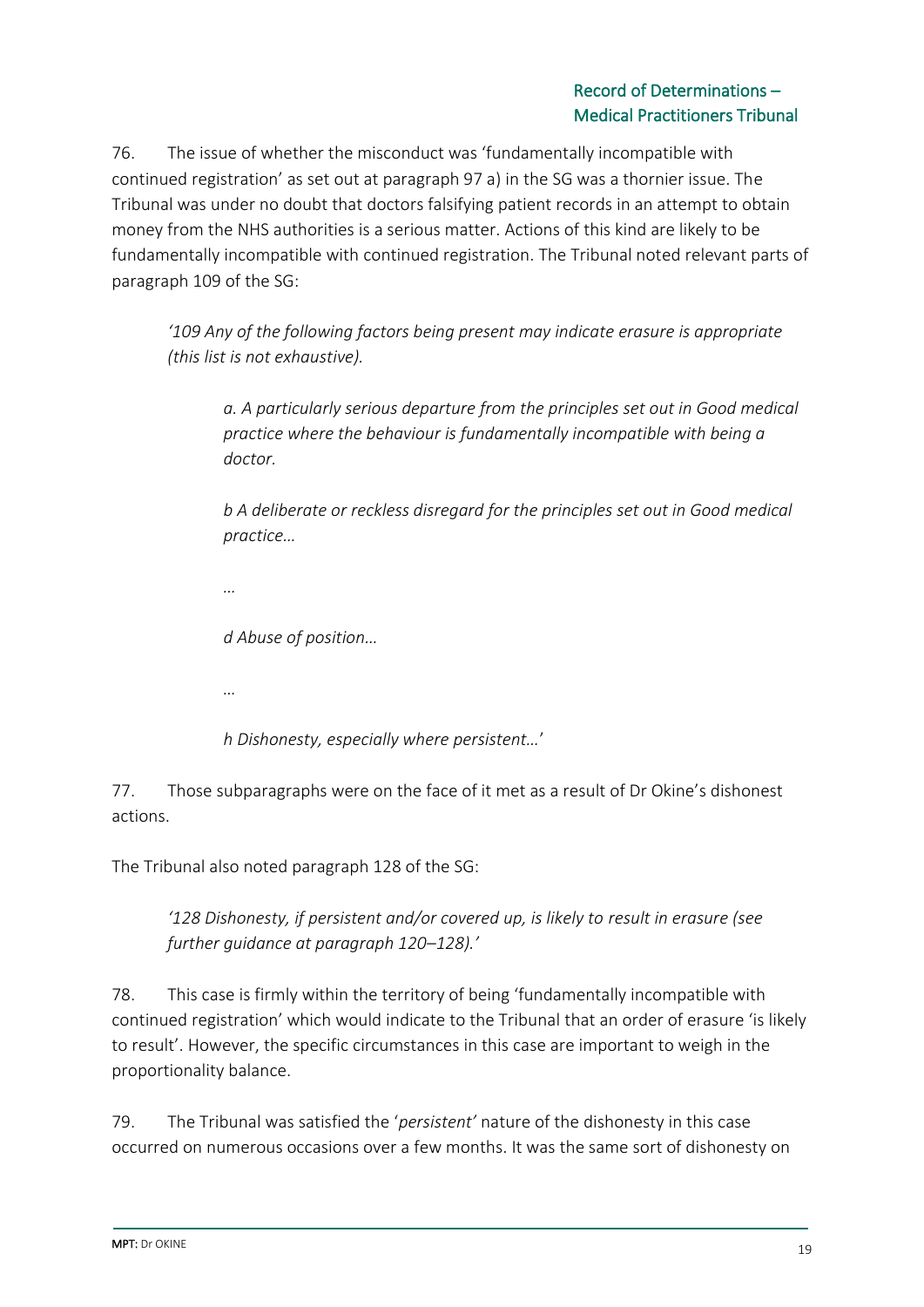76. The issue of whether the misconduct was 'fundamentally incompatible with continued registration' as set out at paragraph 97 a) in the SG was a thornier issue. The Tribunal was under no doubt that doctors falsifying patient records in an attempt to obtain money from the NHS authorities is a serious matter. Actions of this kind are likely to be fundamentally incompatible with continued registration. The Tribunal noted relevant parts of paragraph 109 of the SG:

> *'109 Any of the following factors being present may indicate erasure is appropriate (this list is not exhaustive).*
>
> > *a. A particularly serious departure from the principles set out in Good medical practice where the behaviour is fundamentally incompatible with being a doctor.*
> >
> > *b A deliberate or reckless disregard for the principles set out in Good medical practice…*
> >
> > *…*
> >
> > *d Abuse of position…*
> >
> > *…*
> >
> > *h Dishonesty, especially where persistent…*'

77. Those subparagraphs were on the face of it met as a result of Dr Okine's dishonest actions.

The Tribunal also noted paragraph 128 of the SG:

> *'128 Dishonesty, if persistent and/or covered up, is likely to result in erasure (see further guidance at paragraph 120–128).'*

78. This case is firmly within the territory of being 'fundamentally incompatible with continued registration' which would indicate to the Tribunal that an order of erasure 'is likely to result'. However, the specific circumstances in this case are important to weigh in the proportionality balance.

79. The Tribunal was satisfied the '*persistent'* nature of the dishonesty in this case occurred on numerous occasions over a few months. It was the same sort of dishonesty on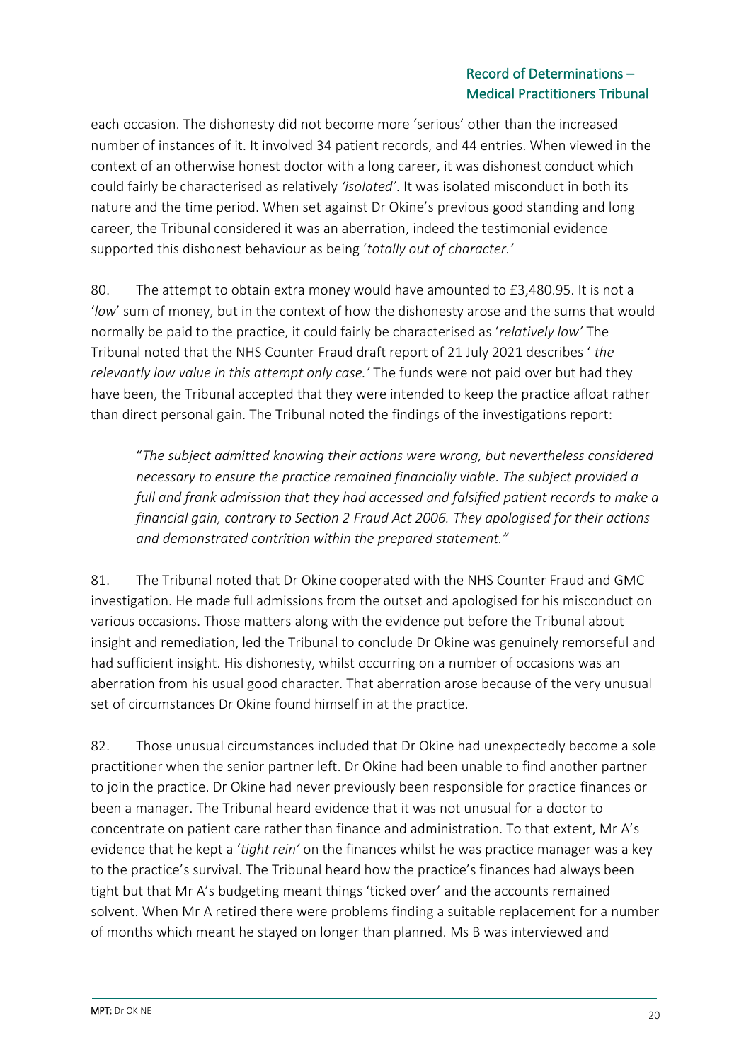each occasion. The dishonesty did not become more 'serious' other than the increased number of instances of it. It involved 34 patient records, and 44 entries. When viewed in the context of an otherwise honest doctor with a long career, it was dishonest conduct which could fairly be characterised as relatively *'isolated'*. It was isolated misconduct in both its nature and the time period. When set against Dr Okine's previous good standing and long career, the Tribunal considered it was an aberration, indeed the testimonial evidence supported this dishonest behaviour as being '*totally out of character.'*

80. The attempt to obtain extra money would have amounted to £3,480.95. It is not a '*low*' sum of money, but in the context of how the dishonesty arose and the sums that would normally be paid to the practice, it could fairly be characterised as '*relatively low'* The Tribunal noted that the NHS Counter Fraud draft report of 21 July 2021 describes ' *the relevantly low value in this attempt only case.'* The funds were not paid over but had they have been, the Tribunal accepted that they were intended to keep the practice afloat rather than direct personal gain. The Tribunal noted the findings of the investigations report:

> "*The subject admitted knowing their actions were wrong, but nevertheless considered necessary to ensure the practice remained financially viable. The subject provided a full and frank admission that they had accessed and falsified patient records to make a financial gain, contrary to Section 2 Fraud Act 2006. They apologised for their actions and demonstrated contrition within the prepared statement."*

81. The Tribunal noted that Dr Okine cooperated with the NHS Counter Fraud and GMC investigation. He made full admissions from the outset and apologised for his misconduct on various occasions. Those matters along with the evidence put before the Tribunal about insight and remediation, led the Tribunal to conclude Dr Okine was genuinely remorseful and had sufficient insight. His dishonesty, whilst occurring on a number of occasions was an aberration from his usual good character. That aberration arose because of the very unusual set of circumstances Dr Okine found himself in at the practice.

82. Those unusual circumstances included that Dr Okine had unexpectedly become a sole practitioner when the senior partner left. Dr Okine had been unable to find another partner to join the practice. Dr Okine had never previously been responsible for practice finances or been a manager. The Tribunal heard evidence that it was not unusual for a doctor to concentrate on patient care rather than finance and administration. To that extent, Mr A's evidence that he kept a '*tight rein'* on the finances whilst he was practice manager was a key to the practice's survival. The Tribunal heard how the practice's finances had always been tight but that Mr A's budgeting meant things 'ticked over' and the accounts remained solvent. When Mr A retired there were problems finding a suitable replacement for a number of months which meant he stayed on longer than planned. Ms B was interviewed and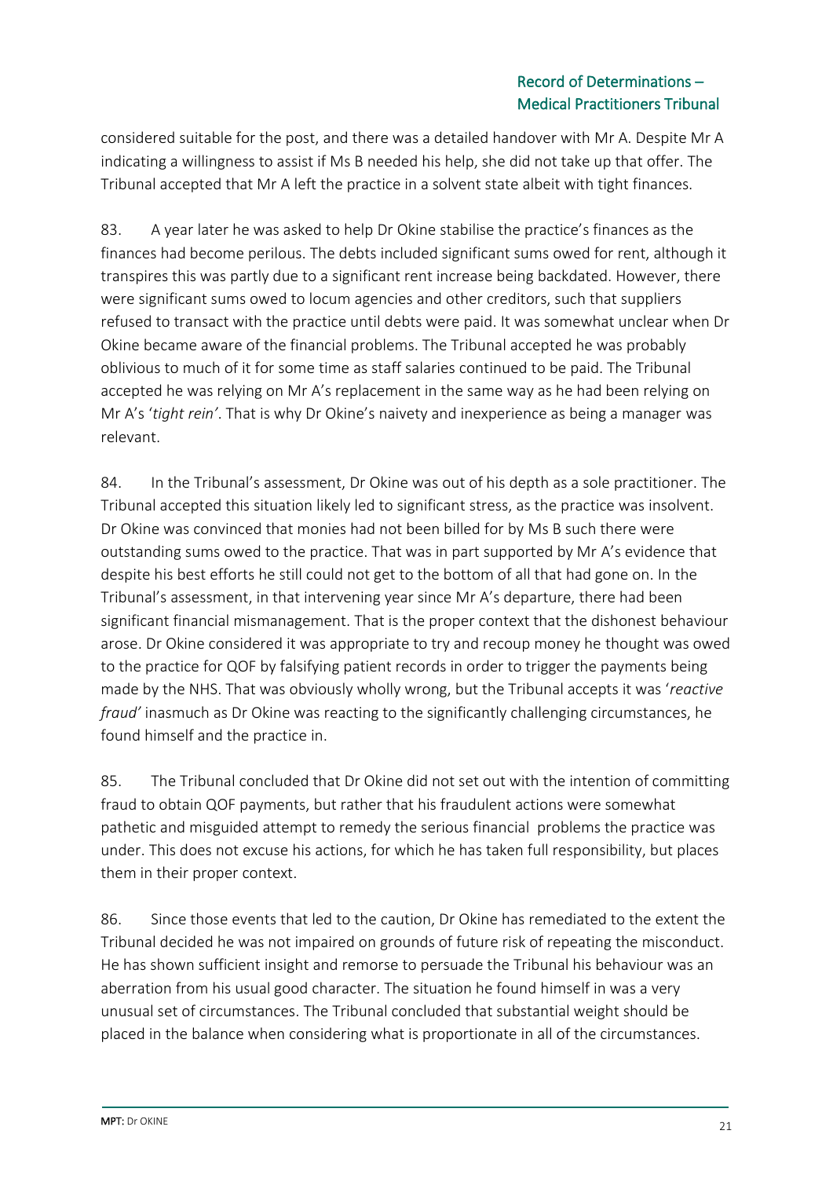considered suitable for the post, and there was a detailed handover with Mr A. Despite Mr A indicating a willingness to assist if Ms B needed his help, she did not take up that offer. The Tribunal accepted that Mr A left the practice in a solvent state albeit with tight finances.

83. A year later he was asked to help Dr Okine stabilise the practice's finances as the finances had become perilous. The debts included significant sums owed for rent, although it transpires this was partly due to a significant rent increase being backdated. However, there were significant sums owed to locum agencies and other creditors, such that suppliers refused to transact with the practice until debts were paid. It was somewhat unclear when Dr Okine became aware of the financial problems. The Tribunal accepted he was probably oblivious to much of it for some time as staff salaries continued to be paid. The Tribunal accepted he was relying on Mr A's replacement in the same way as he had been relying on Mr A's '*tight rein*'. That is why Dr Okine's naivety and inexperience as being a manager was relevant.

84. In the Tribunal's assessment, Dr Okine was out of his depth as a sole practitioner. The Tribunal accepted this situation likely led to significant stress, as the practice was insolvent. Dr Okine was convinced that monies had not been billed for by Ms B such there were outstanding sums owed to the practice. That was in part supported by Mr A's evidence that despite his best efforts he still could not get to the bottom of all that had gone on. In the Tribunal's assessment, in that intervening year since Mr A's departure, there had been significant financial mismanagement. That is the proper context that the dishonest behaviour arose. Dr Okine considered it was appropriate to try and recoup money he thought was owed to the practice for QOF by falsifying patient records in order to trigger the payments being made by the NHS. That was obviously wholly wrong, but the Tribunal accepts it was '*reactive fraud*' inasmuch as Dr Okine was reacting to the significantly challenging circumstances, he found himself and the practice in.

85. The Tribunal concluded that Dr Okine did not set out with the intention of committing fraud to obtain QOF payments, but rather that his fraudulent actions were somewhat pathetic and misguided attempt to remedy the serious financial problems the practice was under. This does not excuse his actions, for which he has taken full responsibility, but places them in their proper context.

86. Since those events that led to the caution, Dr Okine has remediated to the extent the Tribunal decided he was not impaired on grounds of future risk of repeating the misconduct. He has shown sufficient insight and remorse to persuade the Tribunal his behaviour was an aberration from his usual good character. The situation he found himself in was a very unusual set of circumstances. The Tribunal concluded that substantial weight should be placed in the balance when considering what is proportionate in all of the circumstances.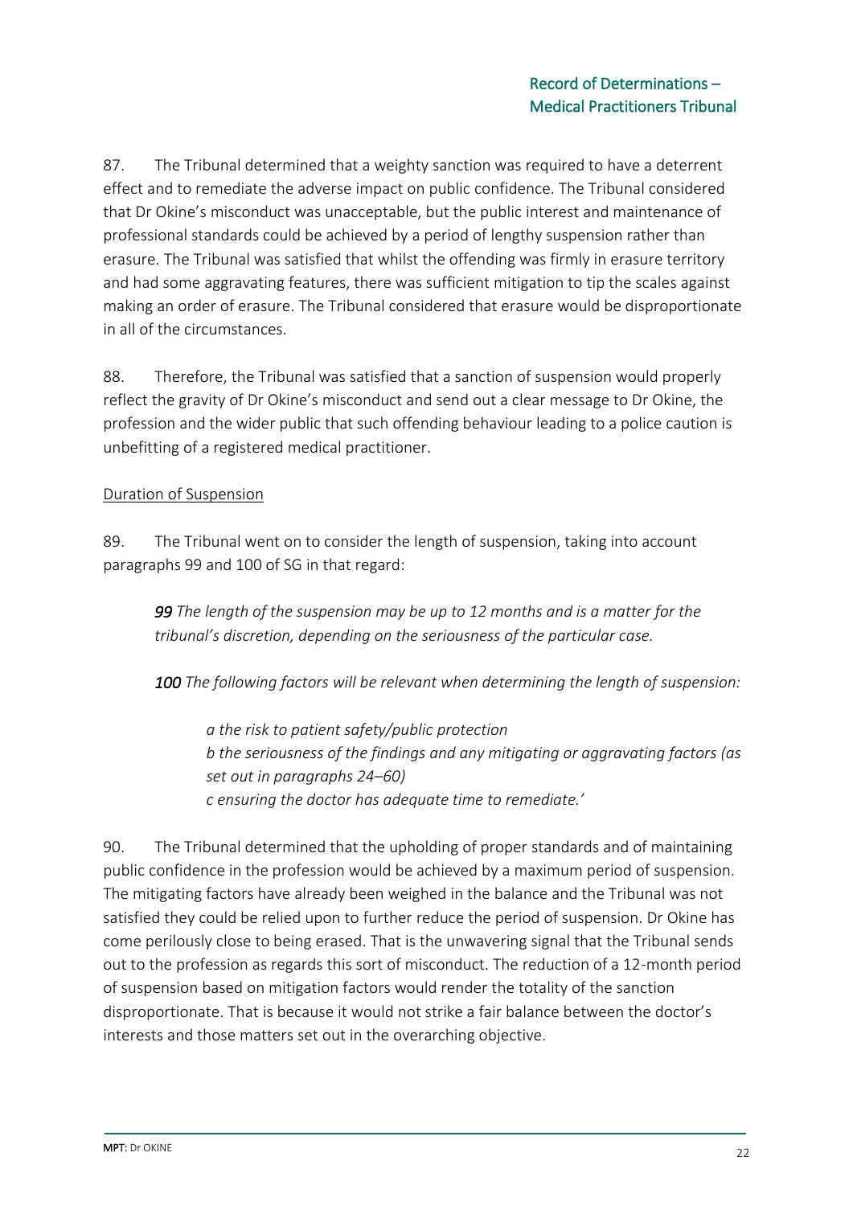87. The Tribunal determined that a weighty sanction was required to have a deterrent effect and to remediate the adverse impact on public confidence. The Tribunal considered that Dr Okine's misconduct was unacceptable, but the public interest and maintenance of professional standards could be achieved by a period of lengthy suspension rather than erasure. The Tribunal was satisfied that whilst the offending was firmly in erasure territory and had some aggravating features, there was sufficient mitigation to tip the scales against making an order of erasure. The Tribunal considered that erasure would be disproportionate in all of the circumstances.

88. Therefore, the Tribunal was satisfied that a sanction of suspension would properly reflect the gravity of Dr Okine's misconduct and send out a clear message to Dr Okine, the profession and the wider public that such offending behaviour leading to a police caution is unbefitting of a registered medical practitioner.

<u>Duration of Suspension</u>

89. The Tribunal went on to consider the length of suspension, taking into account paragraphs 99 and 100 of SG in that regard:

> ***99*** *The length of the suspension may be up to 12 months and is a matter for the tribunal's discretion, depending on the seriousness of the particular case.*
>
> ***100*** *The following factors will be relevant when determining the length of suspension:*
>
> > *a the risk to patient safety/public protection*
> > *b the seriousness of the findings and any mitigating or aggravating factors (as set out in paragraphs 24–60)*
> > *c ensuring the doctor has adequate time to remediate.'*

90. The Tribunal determined that the upholding of proper standards and of maintaining public confidence in the profession would be achieved by a maximum period of suspension. The mitigating factors have already been weighed in the balance and the Tribunal was not satisfied they could be relied upon to further reduce the period of suspension. Dr Okine has come perilously close to being erased. That is the unwavering signal that the Tribunal sends out to the profession as regards this sort of misconduct. The reduction of a 12-month period of suspension based on mitigation factors would render the totality of the sanction disproportionate. That is because it would not strike a fair balance between the doctor's interests and those matters set out in the overarching objective.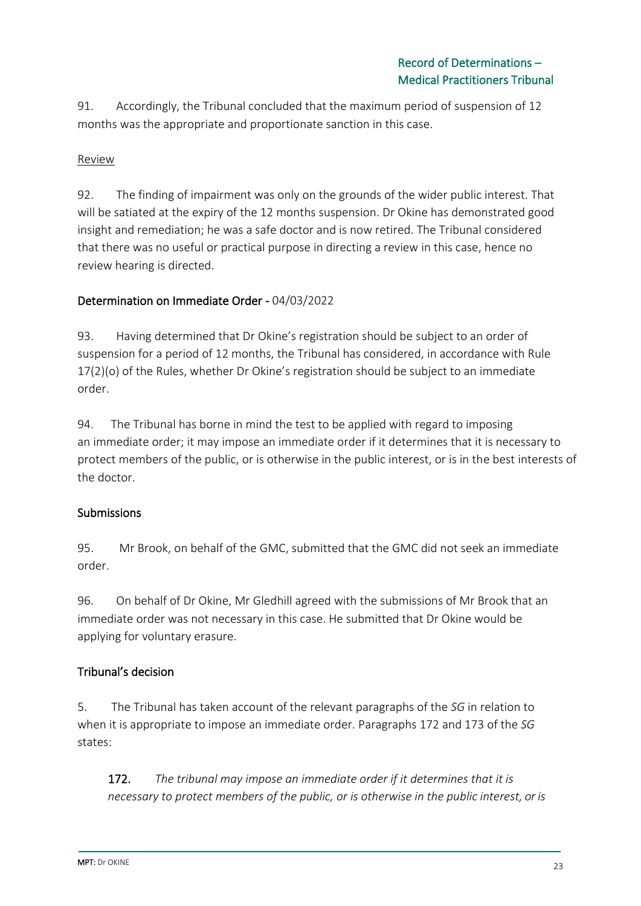91. Accordingly, the Tribunal concluded that the maximum period of suspension of 12 months was the appropriate and proportionate sanction in this case.

Review

92. The finding of impairment was only on the grounds of the wider public interest. That will be satiated at the expiry of the 12 months suspension. Dr Okine has demonstrated good insight and remediation; he was a safe doctor and is now retired. The Tribunal considered that there was no useful or practical purpose in directing a review in this case, hence no review hearing is directed.

### Determination on Immediate Order - 04/03/2022

93. Having determined that Dr Okine's registration should be subject to an order of suspension for a period of 12 months, the Tribunal has considered, in accordance with Rule 17(2)(o) of the Rules, whether Dr Okine's registration should be subject to an immediate order.

94. The Tribunal has borne in mind the test to be applied with regard to imposing an immediate order; it may impose an immediate order if it determines that it is necessary to protect members of the public, or is otherwise in the public interest, or is in the best interests of the doctor.

### Submissions

95. Mr Brook, on behalf of the GMC, submitted that the GMC did not seek an immediate order.

96. On behalf of Dr Okine, Mr Gledhill agreed with the submissions of Mr Brook that an immediate order was not necessary in this case. He submitted that Dr Okine would be applying for voluntary erasure.

### Tribunal's decision

5. The Tribunal has taken account of the relevant paragraphs of the *SG* in relation to when it is appropriate to impose an immediate order. Paragraphs 172 and 173 of the *SG* states:

> **172.** *The tribunal may impose an immediate order if it determines that it is necessary to protect members of the public, or is otherwise in the public interest, or is*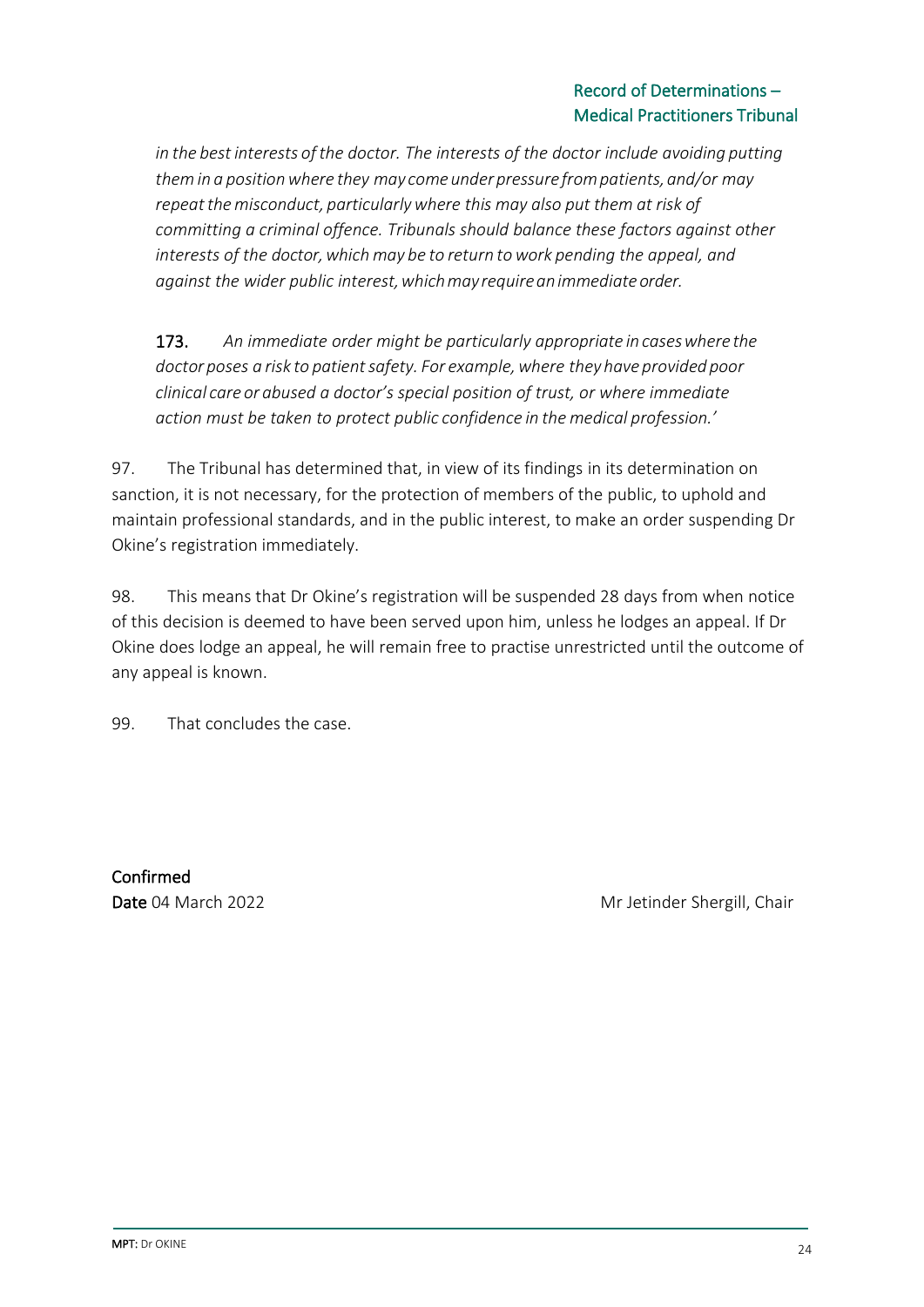*in the best interests of the doctor. The interests of the doctor include avoiding putting them in a position where they may come under pressure from patients, and/or may repeat the misconduct, particularly where this may also put them at risk of committing a criminal offence. Tribunals should balance these factors against other interests of the doctor, which may be to return to work pending the appeal, and against the wider public interest, which may require an immediate order.*

> **173.** *An immediate order might be particularly appropriate in cases where the doctor poses a risk to patient safety. For example, where they have provided poor clinical care or abused a doctor's special position of trust, or where immediate action must be taken to protect public confidence in the medical profession.'*

97. The Tribunal has determined that, in view of its findings in its determination on sanction, it is not necessary, for the protection of members of the public, to uphold and maintain professional standards, and in the public interest, to make an order suspending Dr Okine's registration immediately.

98. This means that Dr Okine's registration will be suspended 28 days from when notice of this decision is deemed to have been served upon him, unless he lodges an appeal. If Dr Okine does lodge an appeal, he will remain free to practise unrestricted until the outcome of any appeal is known.

99. That concludes the case.

**Confirmed**

**Date** 04 March 2022 Mr Jetinder Shergill, Chair